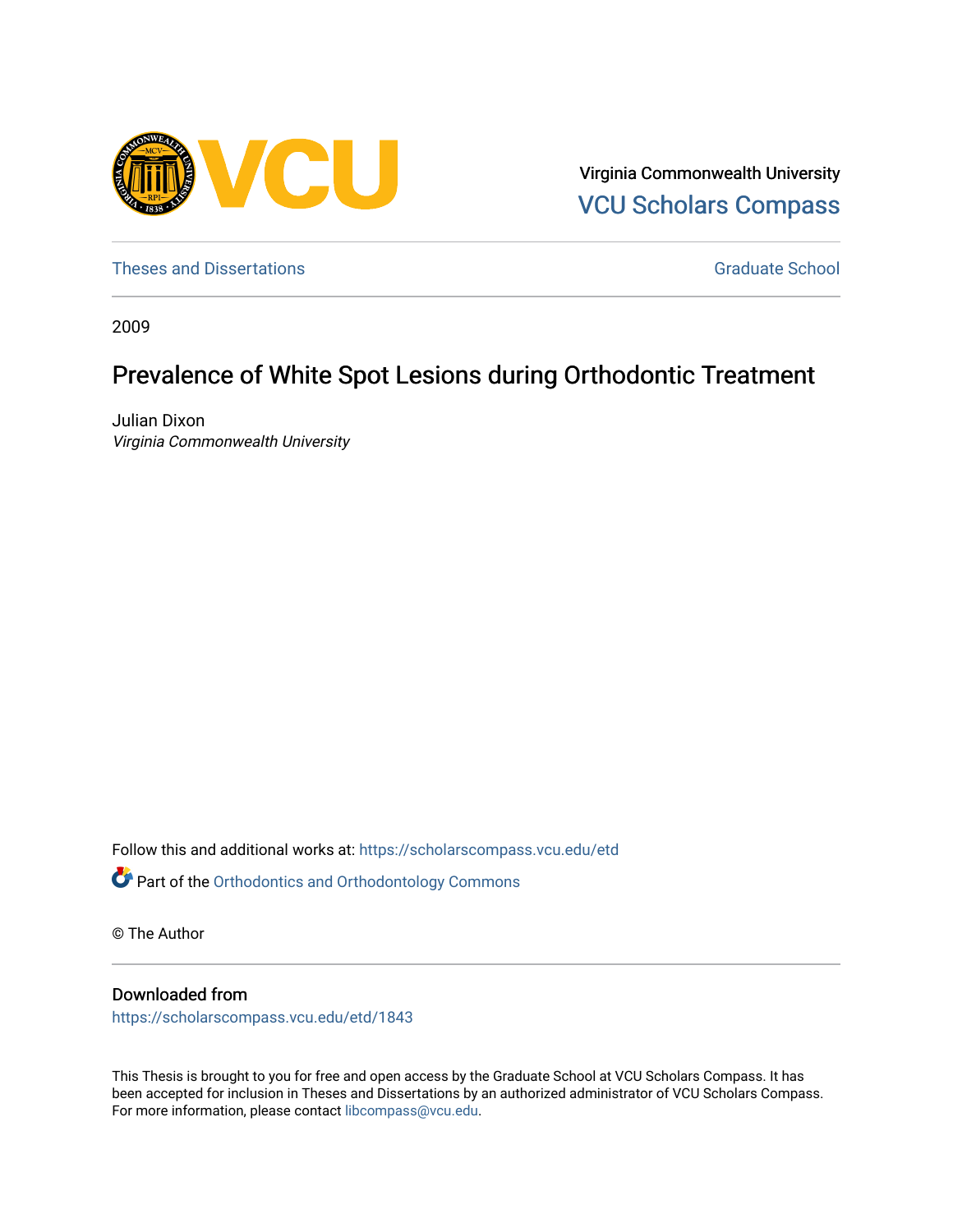Virginia Commonwealth University
VCU Scholars Compass

Theses and Dissertations

Graduate School

2009

# Prevalence of White Spot Lesions during Orthodontic Treatment

Julian Dixon
*Virginia Commonwealth University*

Follow this and additional works at: https://scholarscompass.vcu.edu/etd

Part of the Orthodontics and Orthodontology Commons

© The Author

## Downloaded from

https://scholarscompass.vcu.edu/etd/1843

This Thesis is brought to you for free and open access by the Graduate School at VCU Scholars Compass. It has been accepted for inclusion in Theses and Dissertations by an authorized administrator of VCU Scholars Compass. For more information, please contact libcompass@vcu.edu.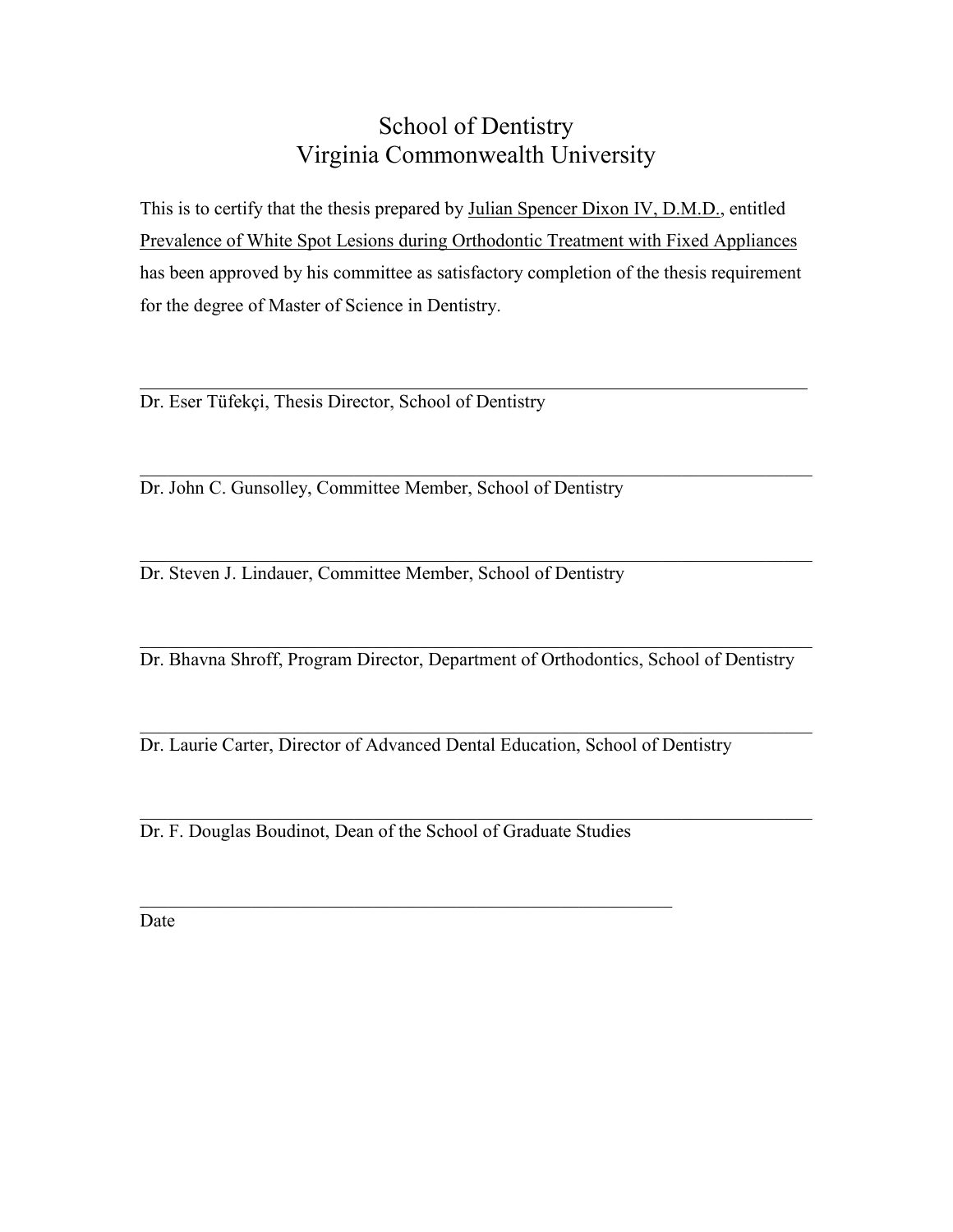# School of Dentistry
# Virginia Commonwealth University

This is to certify that the thesis prepared by Julian Spencer Dixon IV, D.M.D., entitled Prevalence of White Spot Lesions during Orthodontic Treatment with Fixed Appliances has been approved by his committee as satisfactory completion of the thesis requirement for the degree of Master of Science in Dentistry.

\_\_\_\_\_\_\_\_\_\_\_\_\_\_\_\_\_\_\_\_\_\_\_\_\_\_\_\_\_\_\_\_\_\_\_\_\_\_\_\_\_\_\_\_\_\_\_\_\_\_\_\_\_\_\_\_\_\_\_\_

Dr. Eser Tüfekçi, Thesis Director, School of Dentistry

\_\_\_\_\_\_\_\_\_\_\_\_\_\_\_\_\_\_\_\_\_\_\_\_\_\_\_\_\_\_\_\_\_\_\_\_\_\_\_\_\_\_\_\_\_\_\_\_\_\_\_\_\_\_\_\_\_\_\_\_

Dr. John C. Gunsolley, Committee Member, School of Dentistry

\_\_\_\_\_\_\_\_\_\_\_\_\_\_\_\_\_\_\_\_\_\_\_\_\_\_\_\_\_\_\_\_\_\_\_\_\_\_\_\_\_\_\_\_\_\_\_\_\_\_\_\_\_\_\_\_\_\_\_\_

Dr. Steven J. Lindauer, Committee Member, School of Dentistry

\_\_\_\_\_\_\_\_\_\_\_\_\_\_\_\_\_\_\_\_\_\_\_\_\_\_\_\_\_\_\_\_\_\_\_\_\_\_\_\_\_\_\_\_\_\_\_\_\_\_\_\_\_\_\_\_\_\_\_\_

Dr. Bhavna Shroff, Program Director, Department of Orthodontics, School of Dentistry

\_\_\_\_\_\_\_\_\_\_\_\_\_\_\_\_\_\_\_\_\_\_\_\_\_\_\_\_\_\_\_\_\_\_\_\_\_\_\_\_\_\_\_\_\_\_\_\_\_\_\_\_\_\_\_\_\_\_\_\_

Dr. Laurie Carter, Director of Advanced Dental Education, School of Dentistry

\_\_\_\_\_\_\_\_\_\_\_\_\_\_\_\_\_\_\_\_\_\_\_\_\_\_\_\_\_\_\_\_\_\_\_\_\_\_\_\_\_\_\_\_\_\_\_\_\_\_\_\_\_\_\_\_\_\_\_\_

Dr. F. Douglas Boudinot, Dean of the School of Graduate Studies

\_\_\_\_\_\_\_\_\_\_\_\_\_\_\_\_\_\_\_\_\_\_\_\_\_\_\_\_\_\_\_\_\_\_\_\_\_\_\_\_\_\_\_\_\_\_\_\_

Date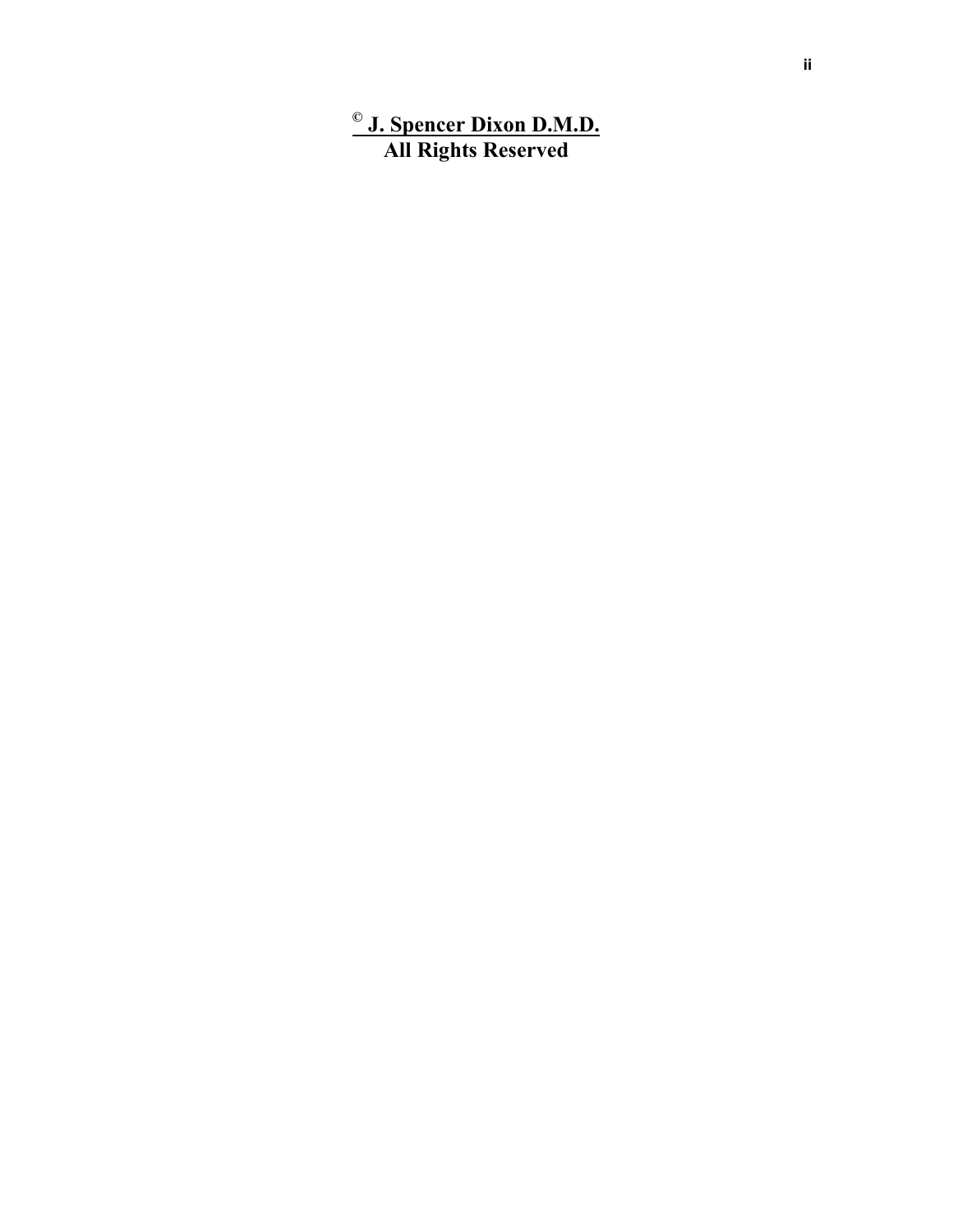**© J. Spencer Dixon D.M.D.**
**All Rights Reserved**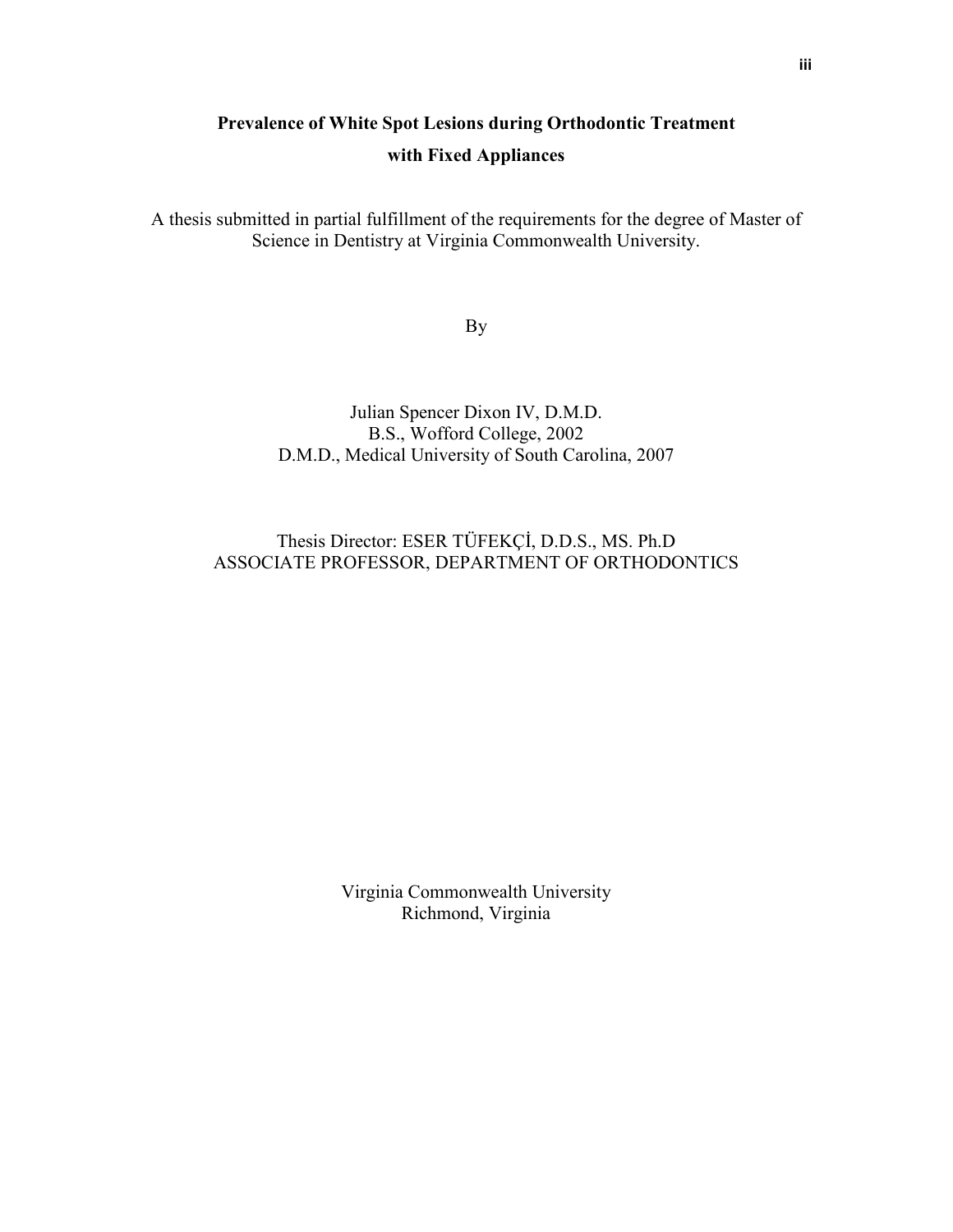# Prevalence of White Spot Lesions during Orthodontic Treatment with Fixed Appliances

A thesis submitted in partial fulfillment of the requirements for the degree of Master of Science in Dentistry at Virginia Commonwealth University.

By

Julian Spencer Dixon IV, D.M.D.
B.S., Wofford College, 2002
D.M.D., Medical University of South Carolina, 2007

Thesis Director: ESER TÜFEKÇİ, D.D.S., MS. Ph.D
ASSOCIATE PROFESSOR, DEPARTMENT OF ORTHODONTICS

Virginia Commonwealth University
Richmond, Virginia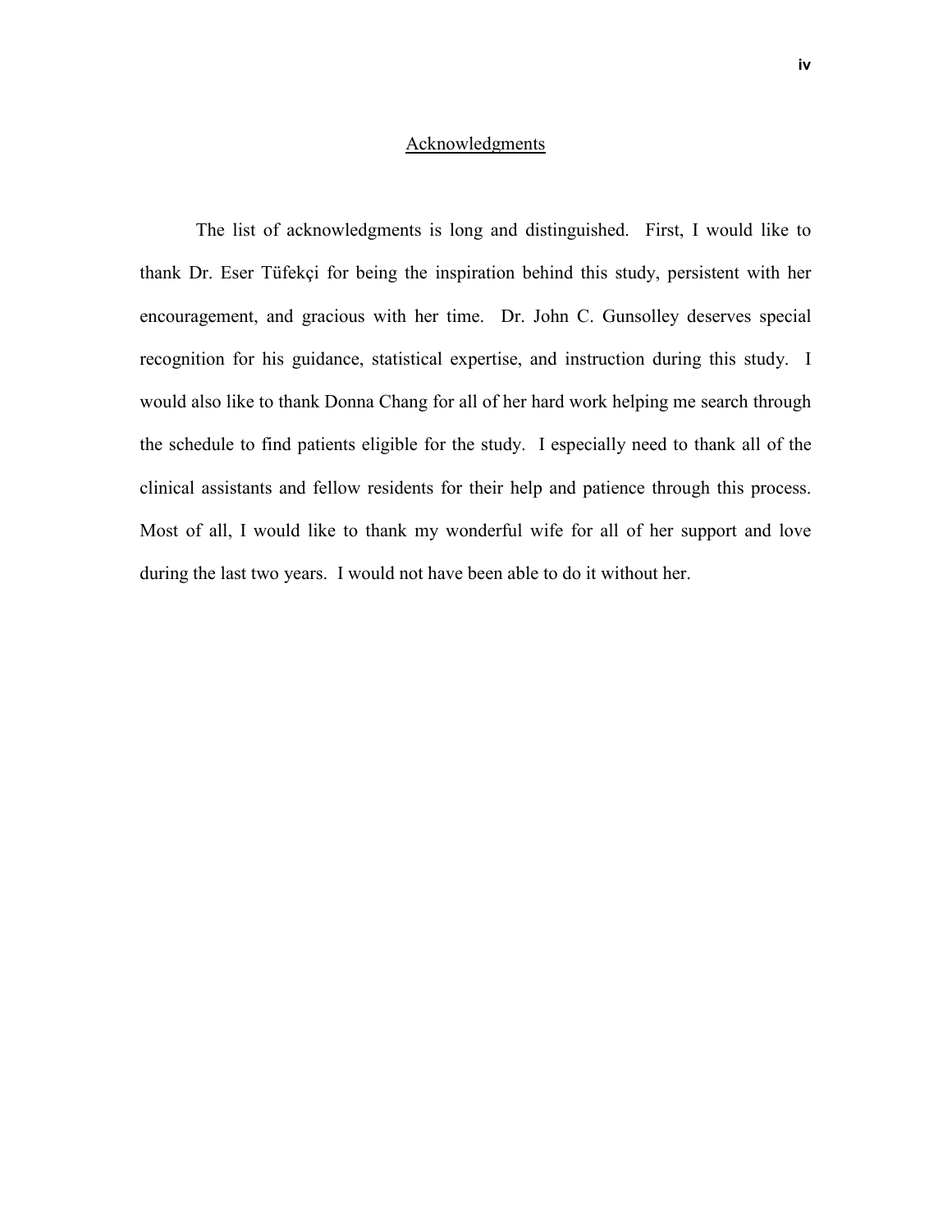## Acknowledgments

The list of acknowledgments is long and distinguished. First, I would like to thank Dr. Eser Tüfekçi for being the inspiration behind this study, persistent with her encouragement, and gracious with her time. Dr. John C. Gunsolley deserves special recognition for his guidance, statistical expertise, and instruction during this study. I would also like to thank Donna Chang for all of her hard work helping me search through the schedule to find patients eligible for the study. I especially need to thank all of the clinical assistants and fellow residents for their help and patience through this process. Most of all, I would like to thank my wonderful wife for all of her support and love during the last two years. I would not have been able to do it without her.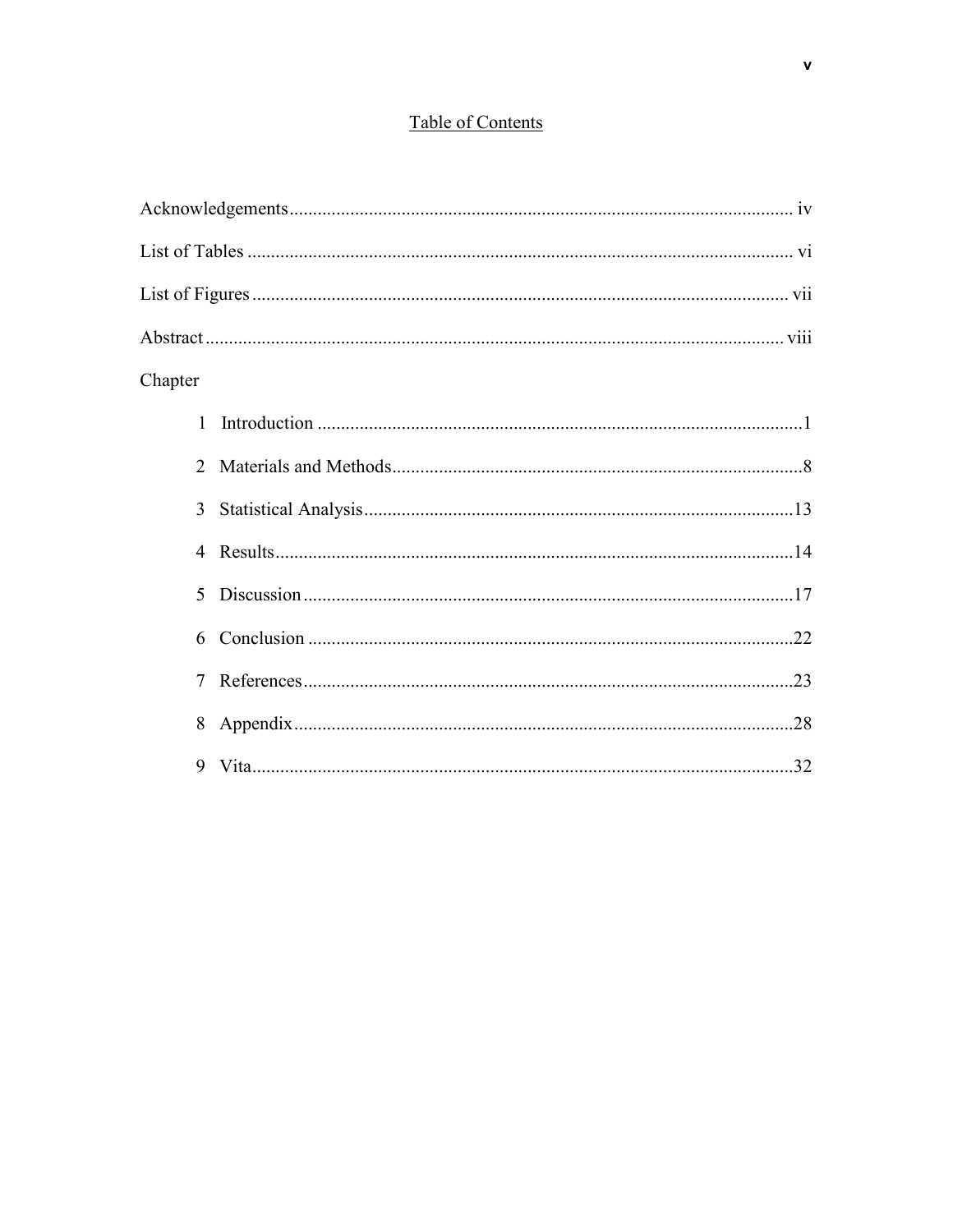# Table of Contents

Acknowledgements ........................................................................................................ iv

List of Tables .................................................................................................................. vi

List of Figures ................................................................................................................ vii

Abstract ........................................................................................................................ viii

Chapter

1 Introduction ...................................................................................................1

2 Materials and Methods....................................................................................8

3 Statistical Analysis.........................................................................................13

4 Results............................................................................................................14

5 Discussion ......................................................................................................17

6 Conclusion .....................................................................................................22

7 References......................................................................................................23

8 Appendix........................................................................................................28

9 Vita.................................................................................................................32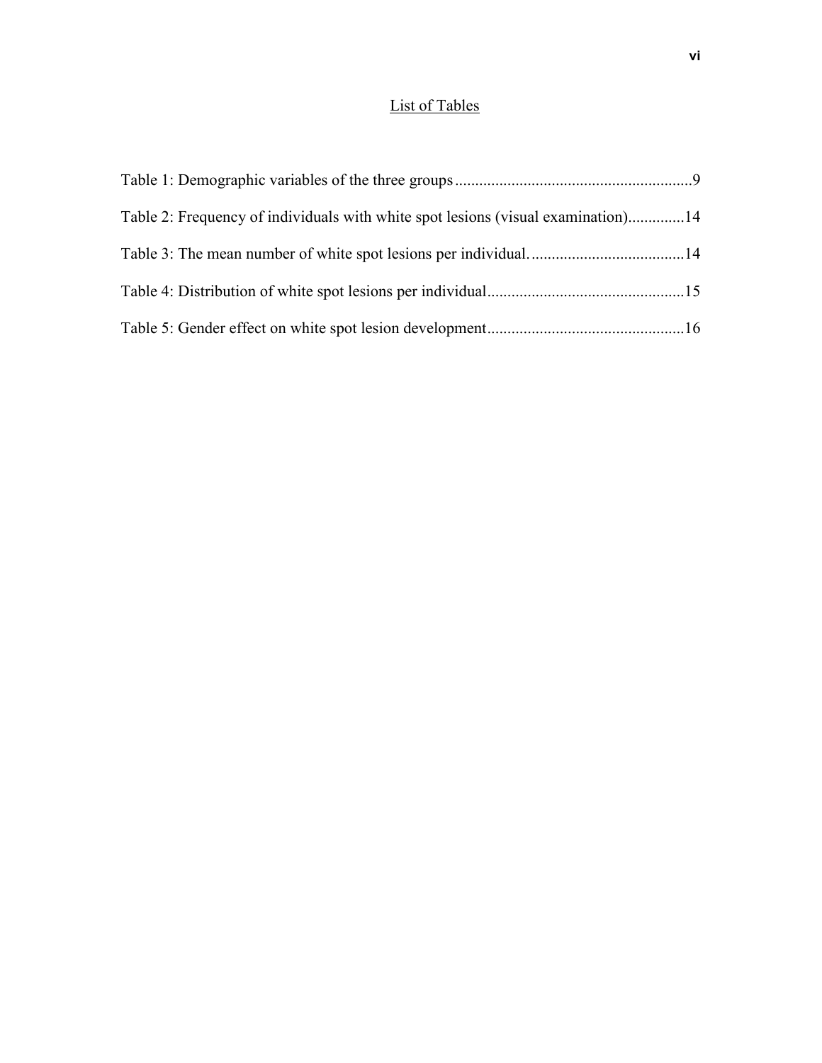## List of Tables

Table 1: Demographic variables of the three groups..........................................................9

Table 2: Frequency of individuals with white spot lesions (visual examination)..............14

Table 3: The mean number of white spot lesions per individual. ......................................14

Table 4: Distribution of white spot lesions per individual.................................................15

Table 5: Gender effect on white spot lesion development.................................................16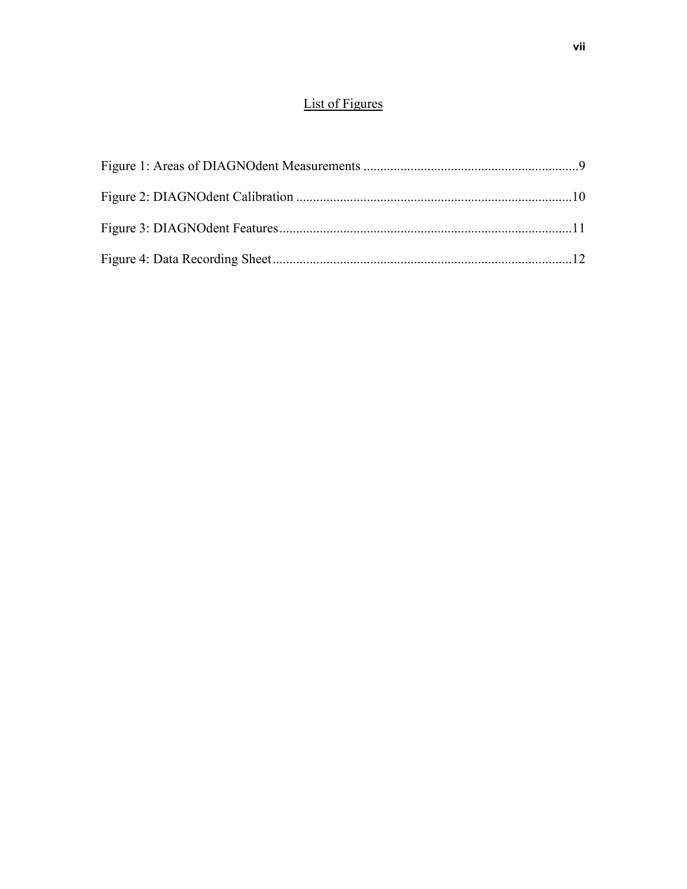# List of Figures

Figure 1: Areas of DIAGNOdent Measurements ....................................................................9

Figure 2: DIAGNOdent Calibration ...................................................................................10

Figure 3: DIAGNOdent Features.........................................................................................11

Figure 4: Data Recording Sheet...........................................................................................12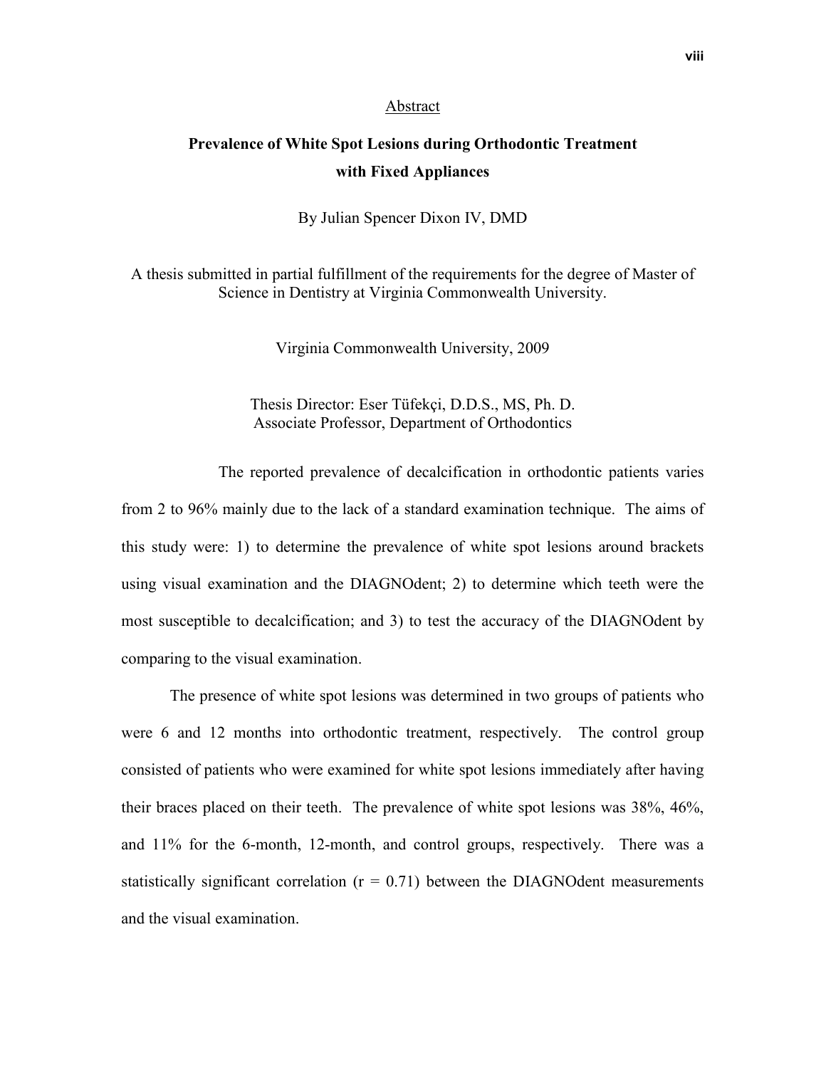Abstract

# Prevalence of White Spot Lesions during Orthodontic Treatment with Fixed Appliances

By Julian Spencer Dixon IV, DMD

A thesis submitted in partial fulfillment of the requirements for the degree of Master of Science in Dentistry at Virginia Commonwealth University.

Virginia Commonwealth University, 2009

Thesis Director: Eser Tüfekçi, D.D.S., MS, Ph. D.
Associate Professor, Department of Orthodontics

The reported prevalence of decalcification in orthodontic patients varies from 2 to 96% mainly due to the lack of a standard examination technique. The aims of this study were: 1) to determine the prevalence of white spot lesions around brackets using visual examination and the DIAGNOdent; 2) to determine which teeth were the most susceptible to decalcification; and 3) to test the accuracy of the DIAGNOdent by comparing to the visual examination.

The presence of white spot lesions was determined in two groups of patients who were 6 and 12 months into orthodontic treatment, respectively. The control group consisted of patients who were examined for white spot lesions immediately after having their braces placed on their teeth. The prevalence of white spot lesions was 38%, 46%, and 11% for the 6-month, 12-month, and control groups, respectively. There was a statistically significant correlation ($r = 0.71$) between the DIAGNOdent measurements and the visual examination.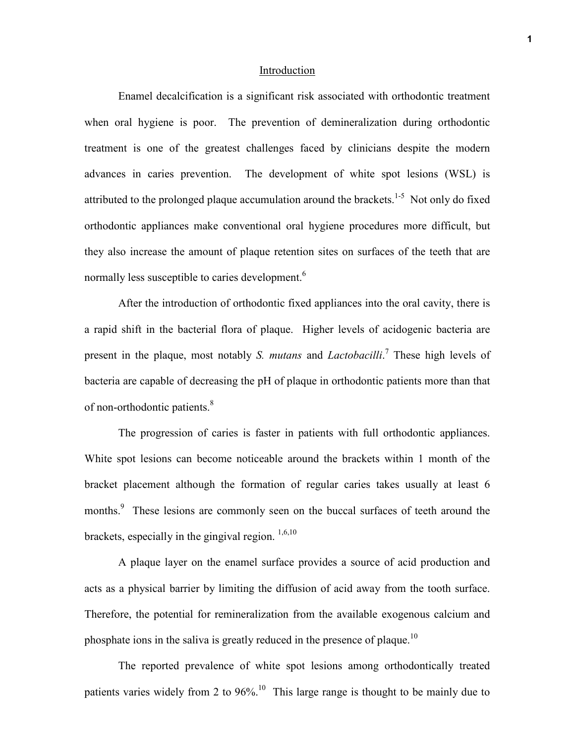## Introduction

Enamel decalcification is a significant risk associated with orthodontic treatment when oral hygiene is poor. The prevention of demineralization during orthodontic treatment is one of the greatest challenges faced by clinicians despite the modern advances in caries prevention. The development of white spot lesions (WSL) is attributed to the prolonged plaque accumulation around the brackets.[1-5] Not only do fixed orthodontic appliances make conventional oral hygiene procedures more difficult, but they also increase the amount of plaque retention sites on surfaces of the teeth that are normally less susceptible to caries development.[6]

After the introduction of orthodontic fixed appliances into the oral cavity, there is a rapid shift in the bacterial flora of plaque. Higher levels of acidogenic bacteria are present in the plaque, most notably *S. mutans* and *Lactobacilli*.[7] These high levels of bacteria are capable of decreasing the pH of plaque in orthodontic patients more than that of non-orthodontic patients.[8]

The progression of caries is faster in patients with full orthodontic appliances. White spot lesions can become noticeable around the brackets within 1 month of the bracket placement although the formation of regular caries takes usually at least 6 months.[9] These lesions are commonly seen on the buccal surfaces of teeth around the brackets, especially in the gingival region.[1,6,10]

A plaque layer on the enamel surface provides a source of acid production and acts as a physical barrier by limiting the diffusion of acid away from the tooth surface. Therefore, the potential for remineralization from the available exogenous calcium and phosphate ions in the saliva is greatly reduced in the presence of plaque.[10]

The reported prevalence of white spot lesions among orthodontically treated patients varies widely from 2 to 96%.[10] This large range is thought to be mainly due to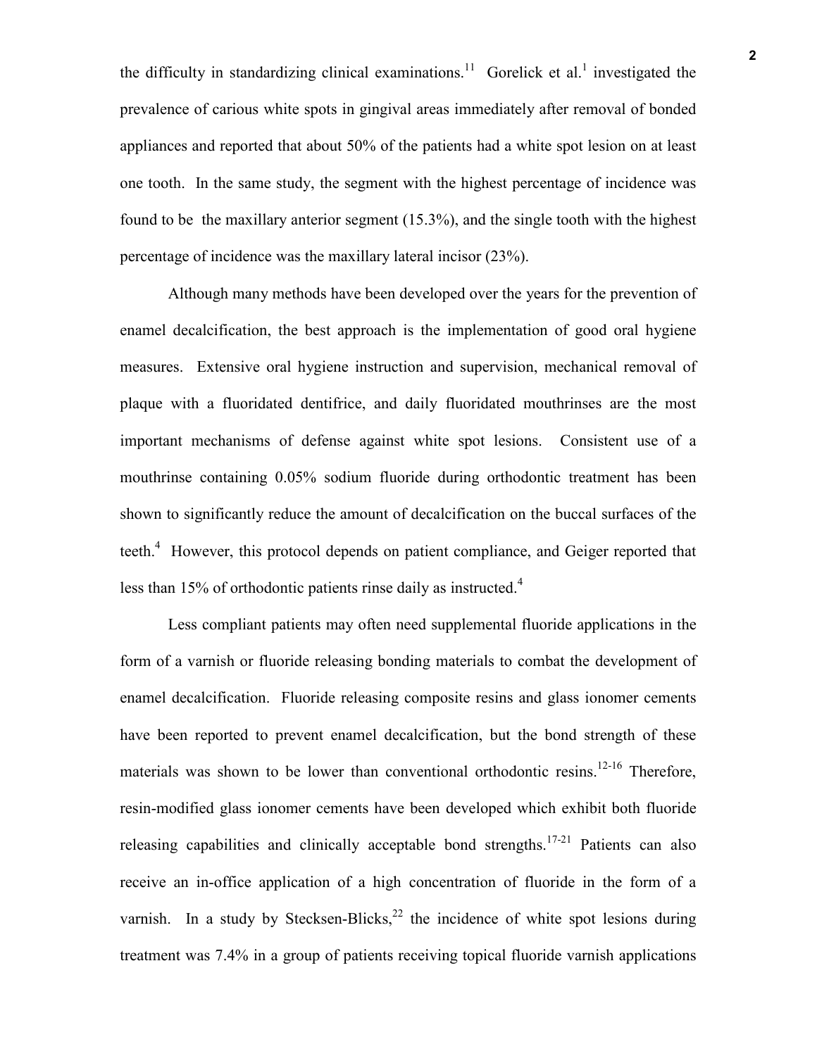the difficulty in standardizing clinical examinations.[11] Gorelick et al.[1] investigated the prevalence of carious white spots in gingival areas immediately after removal of bonded appliances and reported that about 50% of the patients had a white spot lesion on at least one tooth. In the same study, the segment with the highest percentage of incidence was found to be the maxillary anterior segment (15.3%), and the single tooth with the highest percentage of incidence was the maxillary lateral incisor (23%).

Although many methods have been developed over the years for the prevention of enamel decalcification, the best approach is the implementation of good oral hygiene measures. Extensive oral hygiene instruction and supervision, mechanical removal of plaque with a fluoridated dentifrice, and daily fluoridated mouthrinses are the most important mechanisms of defense against white spot lesions. Consistent use of a mouthrinse containing 0.05% sodium fluoride during orthodontic treatment has been shown to significantly reduce the amount of decalcification on the buccal surfaces of the teeth.[4] However, this protocol depends on patient compliance, and Geiger reported that less than 15% of orthodontic patients rinse daily as instructed.[4]

Less compliant patients may often need supplemental fluoride applications in the form of a varnish or fluoride releasing bonding materials to combat the development of enamel decalcification. Fluoride releasing composite resins and glass ionomer cements have been reported to prevent enamel decalcification, but the bond strength of these materials was shown to be lower than conventional orthodontic resins.[12-16] Therefore, resin-modified glass ionomer cements have been developed which exhibit both fluoride releasing capabilities and clinically acceptable bond strengths.[17-21] Patients can also receive an in-office application of a high concentration of fluoride in the form of a varnish. In a study by Stecksen-Blicks,[22] the incidence of white spot lesions during treatment was 7.4% in a group of patients receiving topical fluoride varnish applications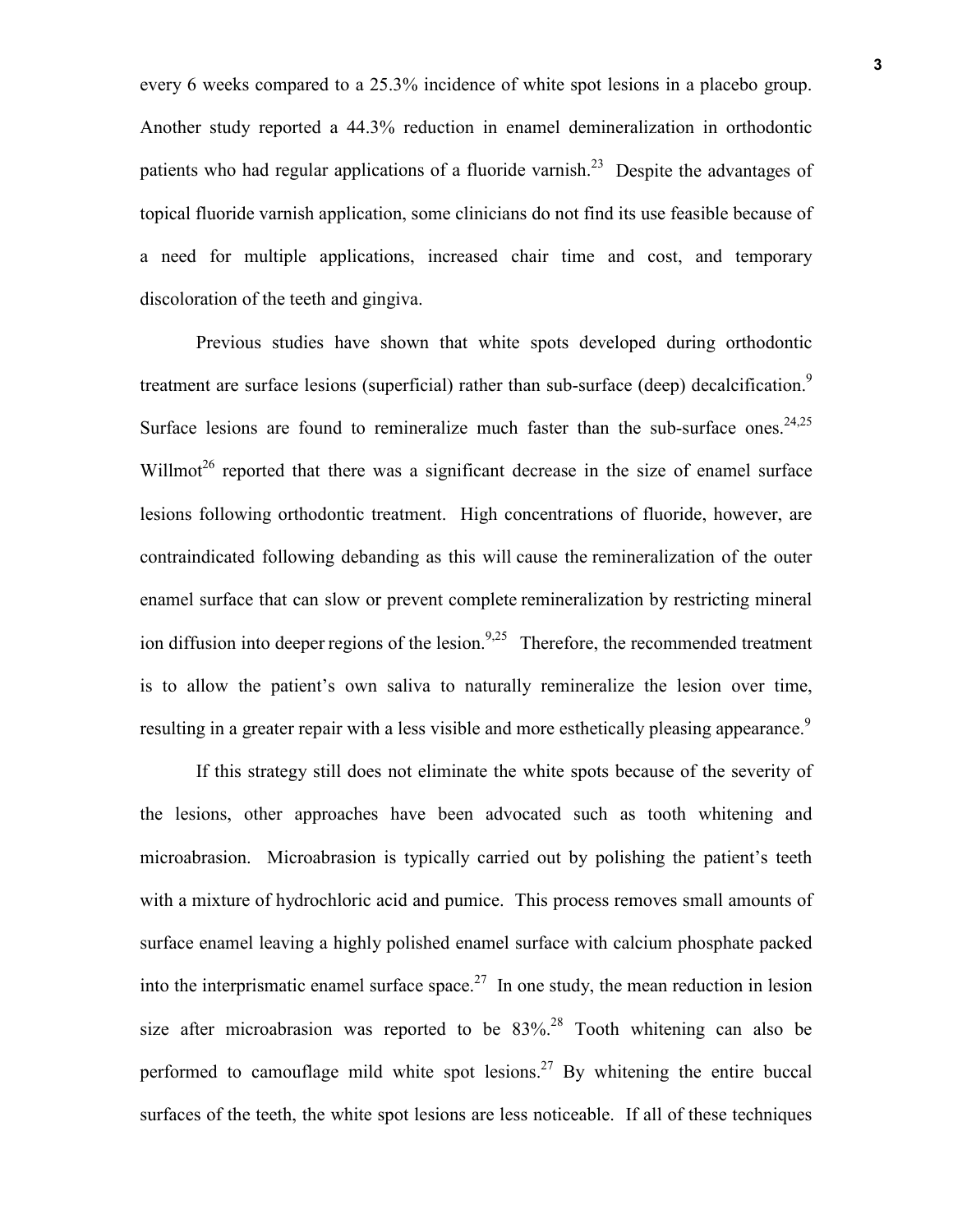every 6 weeks compared to a 25.3% incidence of white spot lesions in a placebo group. Another study reported a 44.3% reduction in enamel demineralization in orthodontic patients who had regular applications of a fluoride varnish.[23] Despite the advantages of topical fluoride varnish application, some clinicians do not find its use feasible because of a need for multiple applications, increased chair time and cost, and temporary discoloration of the teeth and gingiva.

Previous studies have shown that white spots developed during orthodontic treatment are surface lesions (superficial) rather than sub-surface (deep) decalcification.[9] Surface lesions are found to remineralize much faster than the sub-surface ones.[24,25] Willmot[26] reported that there was a significant decrease in the size of enamel surface lesions following orthodontic treatment. High concentrations of fluoride, however, are contraindicated following debanding as this will cause the remineralization of the outer enamel surface that can slow or prevent complete remineralization by restricting mineral ion diffusion into deeper regions of the lesion.[9,25] Therefore, the recommended treatment is to allow the patient's own saliva to naturally remineralize the lesion over time, resulting in a greater repair with a less visible and more esthetically pleasing appearance.[9]

If this strategy still does not eliminate the white spots because of the severity of the lesions, other approaches have been advocated such as tooth whitening and microabrasion. Microabrasion is typically carried out by polishing the patient's teeth with a mixture of hydrochloric acid and pumice. This process removes small amounts of surface enamel leaving a highly polished enamel surface with calcium phosphate packed into the interprismatic enamel surface space.[27] In one study, the mean reduction in lesion size after microabrasion was reported to be 83%.[28] Tooth whitening can also be performed to camouflage mild white spot lesions.[27] By whitening the entire buccal surfaces of the teeth, the white spot lesions are less noticeable. If all of these techniques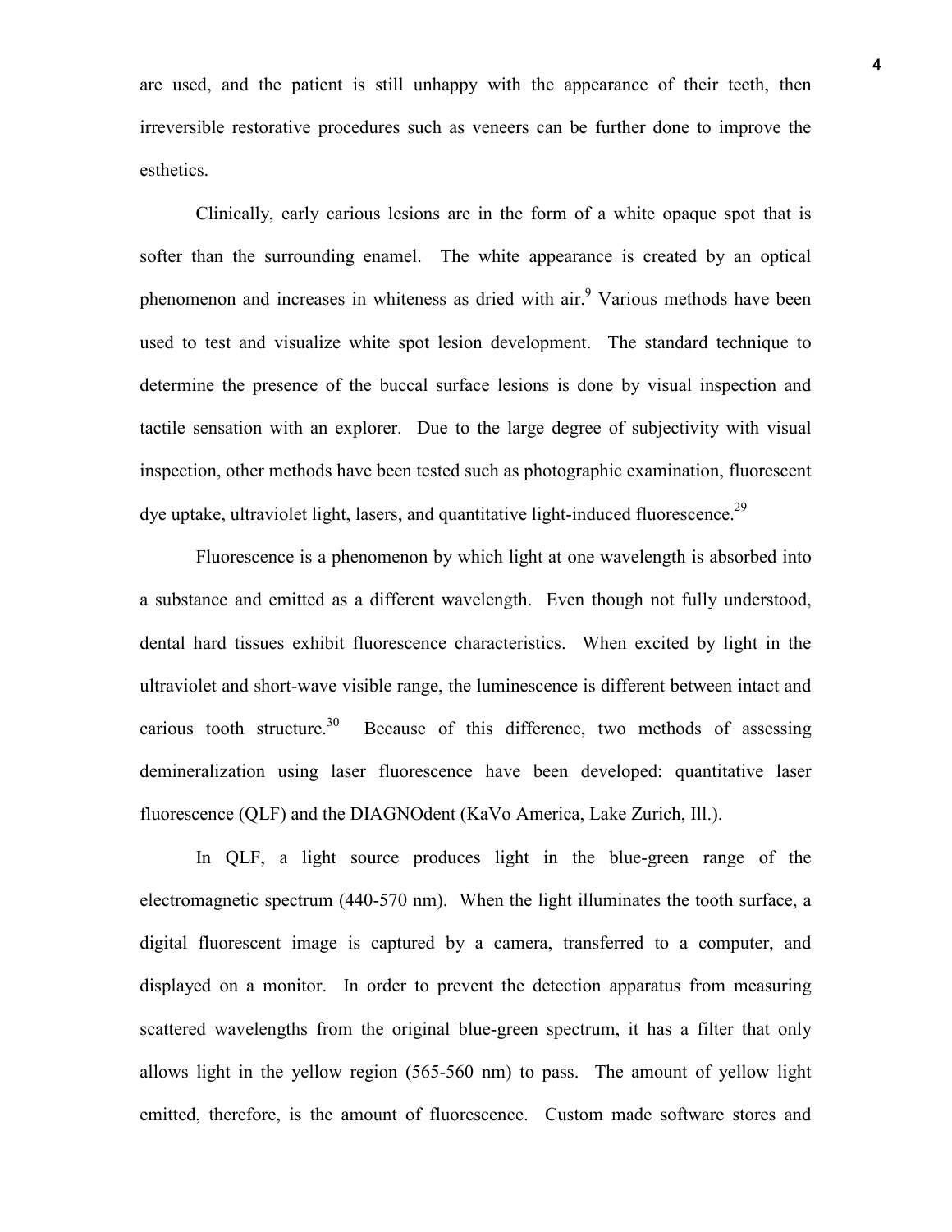are used, and the patient is still unhappy with the appearance of their teeth, then irreversible restorative procedures such as veneers can be further done to improve the esthetics.

Clinically, early carious lesions are in the form of a white opaque spot that is softer than the surrounding enamel. The white appearance is created by an optical phenomenon and increases in whiteness as dried with air.[9] Various methods have been used to test and visualize white spot lesion development. The standard technique to determine the presence of the buccal surface lesions is done by visual inspection and tactile sensation with an explorer. Due to the large degree of subjectivity with visual inspection, other methods have been tested such as photographic examination, fluorescent dye uptake, ultraviolet light, lasers, and quantitative light-induced fluorescence.[29]

Fluorescence is a phenomenon by which light at one wavelength is absorbed into a substance and emitted as a different wavelength. Even though not fully understood, dental hard tissues exhibit fluorescence characteristics. When excited by light in the ultraviolet and short-wave visible range, the luminescence is different between intact and carious tooth structure.[30] Because of this difference, two methods of assessing demineralization using laser fluorescence have been developed: quantitative laser fluorescence (QLF) and the DIAGNOdent (KaVo America, Lake Zurich, Ill.).

In QLF, a light source produces light in the blue-green range of the electromagnetic spectrum (440-570 nm). When the light illuminates the tooth surface, a digital fluorescent image is captured by a camera, transferred to a computer, and displayed on a monitor. In order to prevent the detection apparatus from measuring scattered wavelengths from the original blue-green spectrum, it has a filter that only allows light in the yellow region (565-560 nm) to pass. The amount of yellow light emitted, therefore, is the amount of fluorescence. Custom made software stores and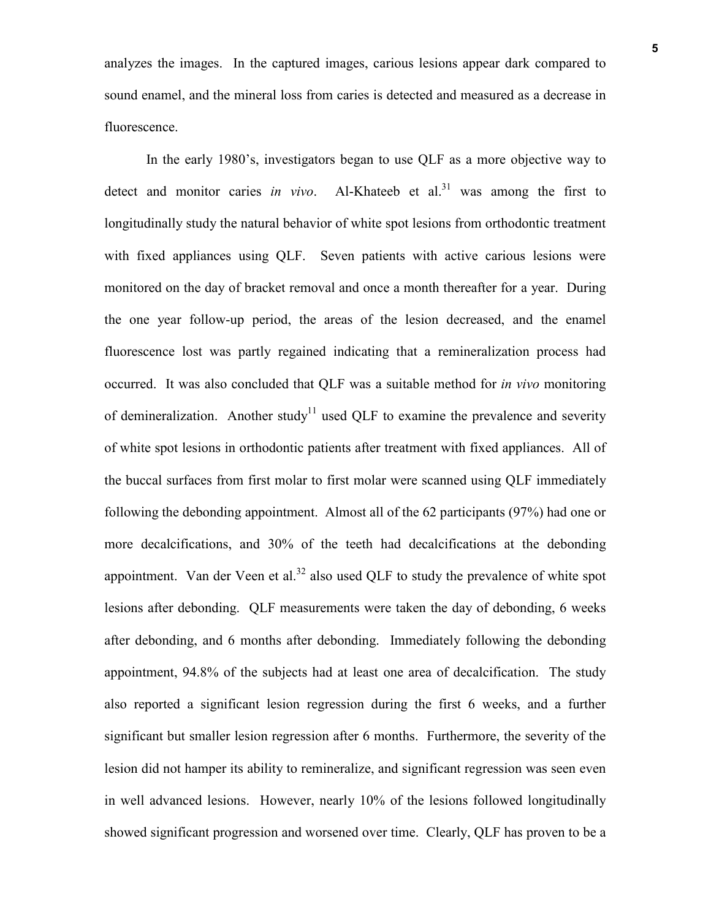analyzes the images. In the captured images, carious lesions appear dark compared to sound enamel, and the mineral loss from caries is detected and measured as a decrease in fluorescence.

In the early 1980's, investigators began to use QLF as a more objective way to detect and monitor caries *in vivo*. Al-Khateeb et al.[31] was among the first to longitudinally study the natural behavior of white spot lesions from orthodontic treatment with fixed appliances using QLF. Seven patients with active carious lesions were monitored on the day of bracket removal and once a month thereafter for a year. During the one year follow-up period, the areas of the lesion decreased, and the enamel fluorescence lost was partly regained indicating that a remineralization process had occurred. It was also concluded that QLF was a suitable method for *in vivo* monitoring of demineralization. Another study[11] used QLF to examine the prevalence and severity of white spot lesions in orthodontic patients after treatment with fixed appliances. All of the buccal surfaces from first molar to first molar were scanned using QLF immediately following the debonding appointment. Almost all of the 62 participants (97%) had one or more decalcifications, and 30% of the teeth had decalcifications at the debonding appointment. Van der Veen et al.[32] also used QLF to study the prevalence of white spot lesions after debonding. QLF measurements were taken the day of debonding, 6 weeks after debonding, and 6 months after debonding. Immediately following the debonding appointment, 94.8% of the subjects had at least one area of decalcification. The study also reported a significant lesion regression during the first 6 weeks, and a further significant but smaller lesion regression after 6 months. Furthermore, the severity of the lesion did not hamper its ability to remineralize, and significant regression was seen even in well advanced lesions. However, nearly 10% of the lesions followed longitudinally showed significant progression and worsened over time. Clearly, QLF has proven to be a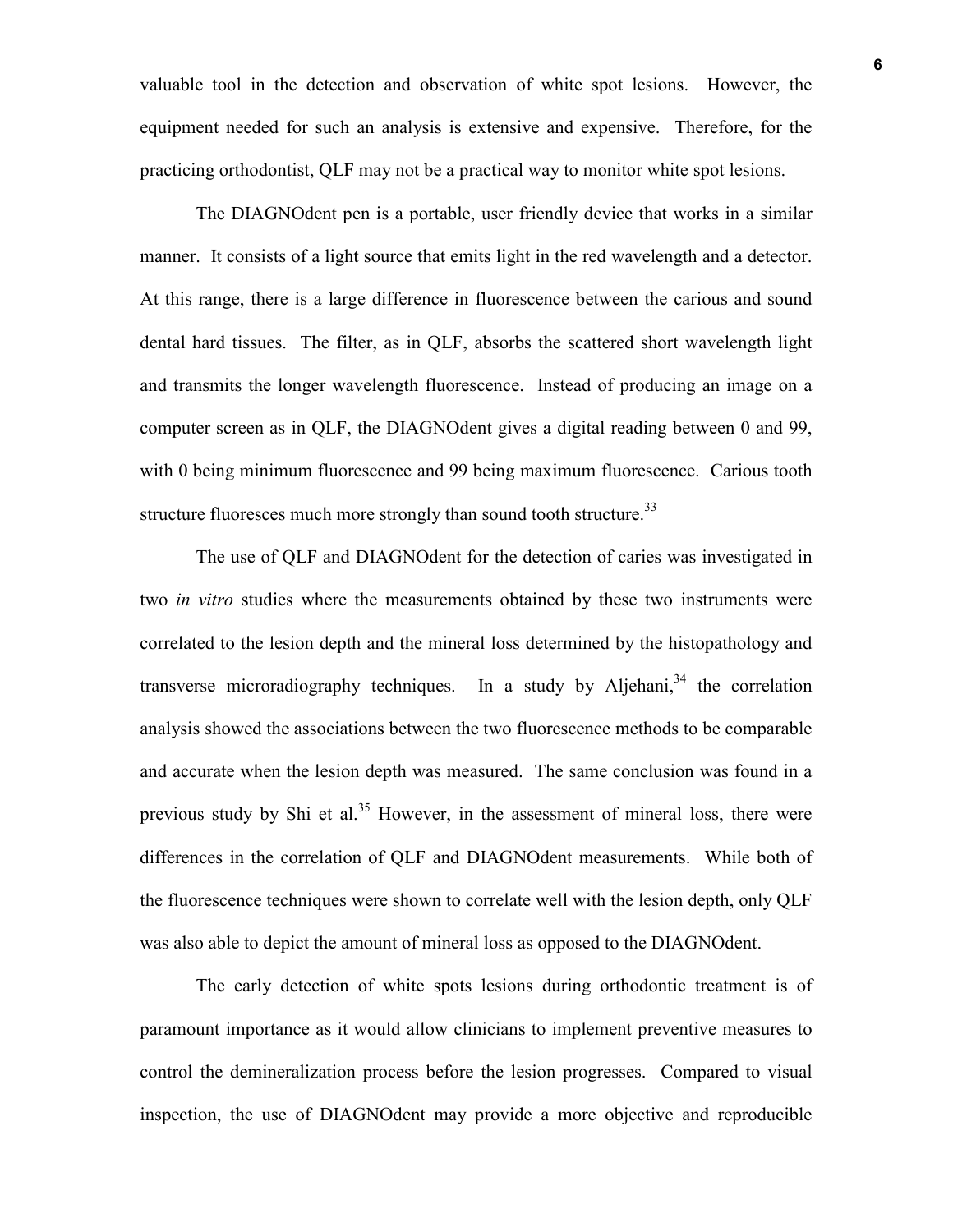valuable tool in the detection and observation of white spot lesions. However, the equipment needed for such an analysis is extensive and expensive. Therefore, for the practicing orthodontist, QLF may not be a practical way to monitor white spot lesions.

The DIAGNOdent pen is a portable, user friendly device that works in a similar manner. It consists of a light source that emits light in the red wavelength and a detector. At this range, there is a large difference in fluorescence between the carious and sound dental hard tissues. The filter, as in QLF, absorbs the scattered short wavelength light and transmits the longer wavelength fluorescence. Instead of producing an image on a computer screen as in QLF, the DIAGNOdent gives a digital reading between 0 and 99, with 0 being minimum fluorescence and 99 being maximum fluorescence. Carious tooth structure fluoresces much more strongly than sound tooth structure.[33]

The use of QLF and DIAGNOdent for the detection of caries was investigated in two *in vitro* studies where the measurements obtained by these two instruments were correlated to the lesion depth and the mineral loss determined by the histopathology and transverse microradiography techniques. In a study by Aljehani,[34] the correlation analysis showed the associations between the two fluorescence methods to be comparable and accurate when the lesion depth was measured. The same conclusion was found in a previous study by Shi et al.[35] However, in the assessment of mineral loss, there were differences in the correlation of QLF and DIAGNOdent measurements. While both of the fluorescence techniques were shown to correlate well with the lesion depth, only QLF was also able to depict the amount of mineral loss as opposed to the DIAGNOdent.

The early detection of white spots lesions during orthodontic treatment is of paramount importance as it would allow clinicians to implement preventive measures to control the demineralization process before the lesion progresses. Compared to visual inspection, the use of DIAGNOdent may provide a more objective and reproducible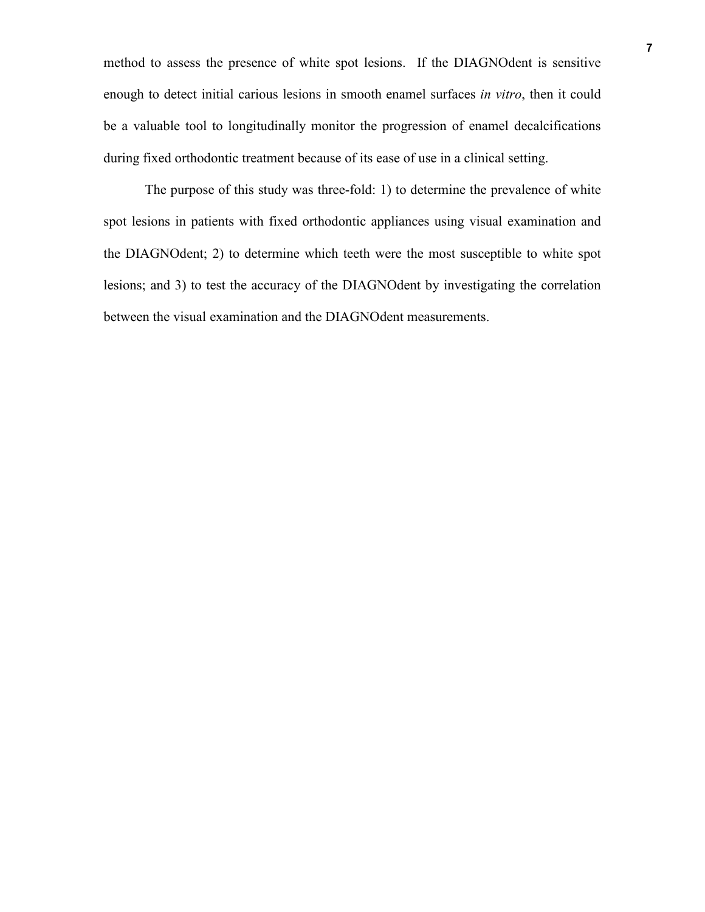method to assess the presence of white spot lesions. If the DIAGNOdent is sensitive enough to detect initial carious lesions in smooth enamel surfaces *in vitro*, then it could be a valuable tool to longitudinally monitor the progression of enamel decalcifications during fixed orthodontic treatment because of its ease of use in a clinical setting.

The purpose of this study was three-fold: 1) to determine the prevalence of white spot lesions in patients with fixed orthodontic appliances using visual examination and the DIAGNOdent; 2) to determine which teeth were the most susceptible to white spot lesions; and 3) to test the accuracy of the DIAGNOdent by investigating the correlation between the visual examination and the DIAGNOdent measurements.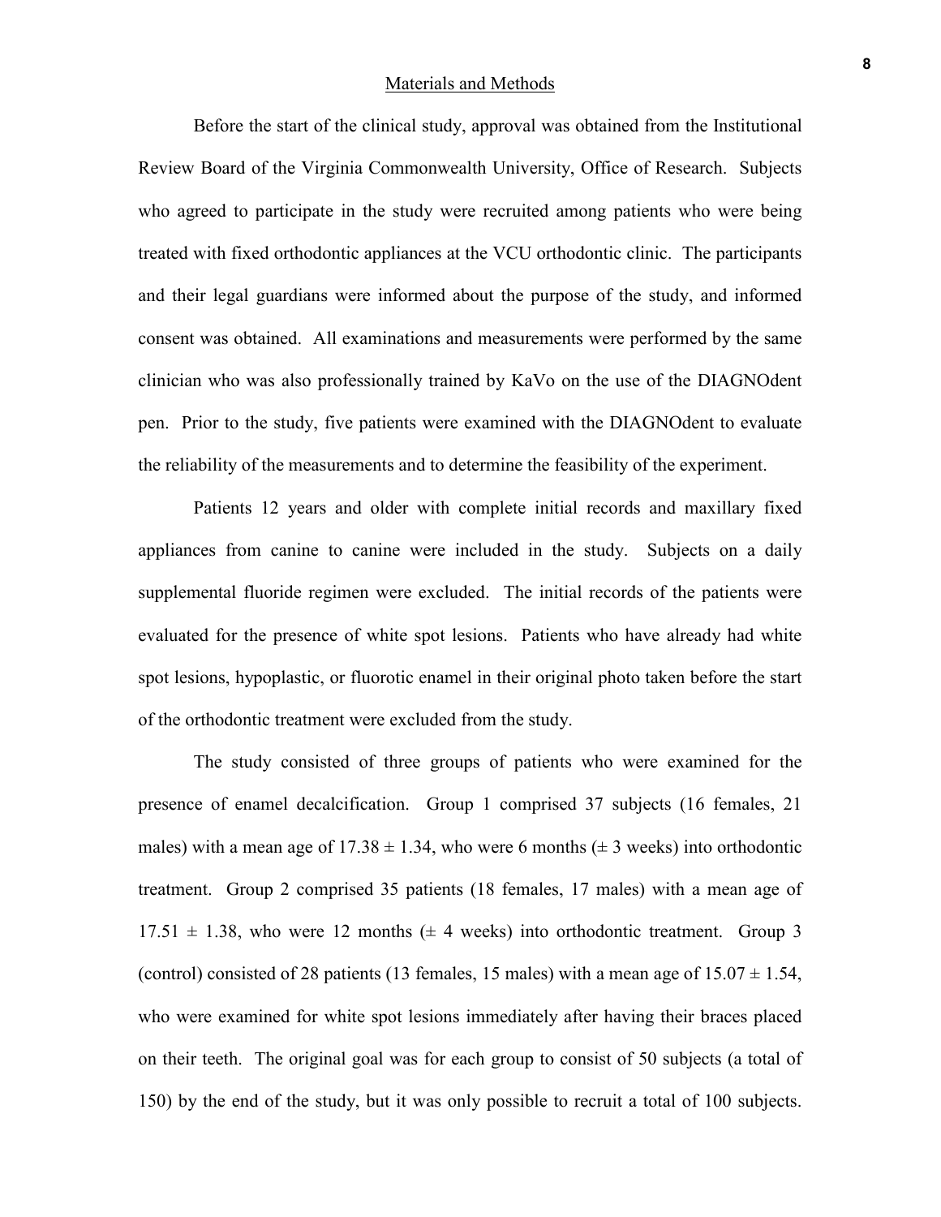## Materials and Methods

Before the start of the clinical study, approval was obtained from the Institutional Review Board of the Virginia Commonwealth University, Office of Research. Subjects who agreed to participate in the study were recruited among patients who were being treated with fixed orthodontic appliances at the VCU orthodontic clinic. The participants and their legal guardians were informed about the purpose of the study, and informed consent was obtained. All examinations and measurements were performed by the same clinician who was also professionally trained by KaVo on the use of the DIAGNOdent pen. Prior to the study, five patients were examined with the DIAGNOdent to evaluate the reliability of the measurements and to determine the feasibility of the experiment.

Patients 12 years and older with complete initial records and maxillary fixed appliances from canine to canine were included in the study. Subjects on a daily supplemental fluoride regimen were excluded. The initial records of the patients were evaluated for the presence of white spot lesions. Patients who have already had white spot lesions, hypoplastic, or fluorotic enamel in their original photo taken before the start of the orthodontic treatment were excluded from the study.

The study consisted of three groups of patients who were examined for the presence of enamel decalcification. Group 1 comprised 37 subjects (16 females, 21 males) with a mean age of $17.38 \pm 1.34$, who were 6 months ($\pm$ 3 weeks) into orthodontic treatment. Group 2 comprised 35 patients (18 females, 17 males) with a mean age of $17.51 \pm 1.38$, who were 12 months ($\pm$ 4 weeks) into orthodontic treatment. Group 3 (control) consisted of 28 patients (13 females, 15 males) with a mean age of $15.07 \pm 1.54$, who were examined for white spot lesions immediately after having their braces placed on their teeth. The original goal was for each group to consist of 50 subjects (a total of 150) by the end of the study, but it was only possible to recruit a total of 100 subjects.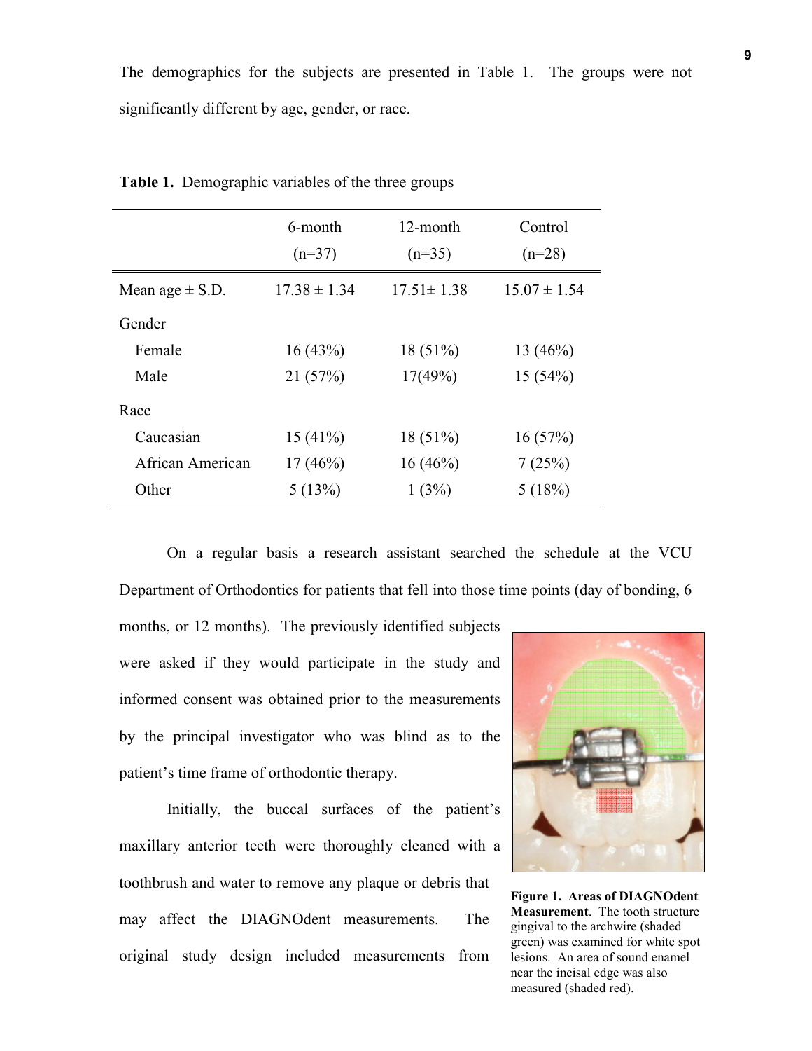The demographics for the subjects are presented in Table 1. The groups were not significantly different by age, gender, or race.

**Table 1.** Demographic variables of the three groups

| | 6-month (n=37) | 12-month (n=35) | Control (n=28) |
|---|---|---|---|
| Mean age ± S.D. | 17.38 ± 1.34 | 17.51± 1.38 | 15.07 ± 1.54 |
| Gender | | | |
| Female | 16 (43%) | 18 (51%) | 13 (46%) |
| Male | 21 (57%) | 17(49%) | 15 (54%) |
| Race | | | |
| Caucasian | 15 (41%) | 18 (51%) | 16 (57%) |
| African American | 17 (46%) | 16 (46%) | 7 (25%) |
| Other | 5 (13%) | 1 (3%) | 5 (18%) |

On a regular basis a research assistant searched the schedule at the VCU Department of Orthodontics for patients that fell into those time points (day of bonding, 6 months, or 12 months). The previously identified subjects were asked if they would participate in the study and informed consent was obtained prior to the measurements by the principal investigator who was blind as to the patient's time frame of orthodontic therapy.

Initially, the buccal surfaces of the patient's maxillary anterior teeth were thoroughly cleaned with a toothbrush and water to remove any plaque or debris that may affect the DIAGNOdent measurements. The original study design included measurements from

**Figure 1. Areas of DIAGNOdent Measurement**. The tooth structure gingival to the archwire (shaded green) was examined for white spot lesions. An area of sound enamel near the incisal edge was also measured (shaded red).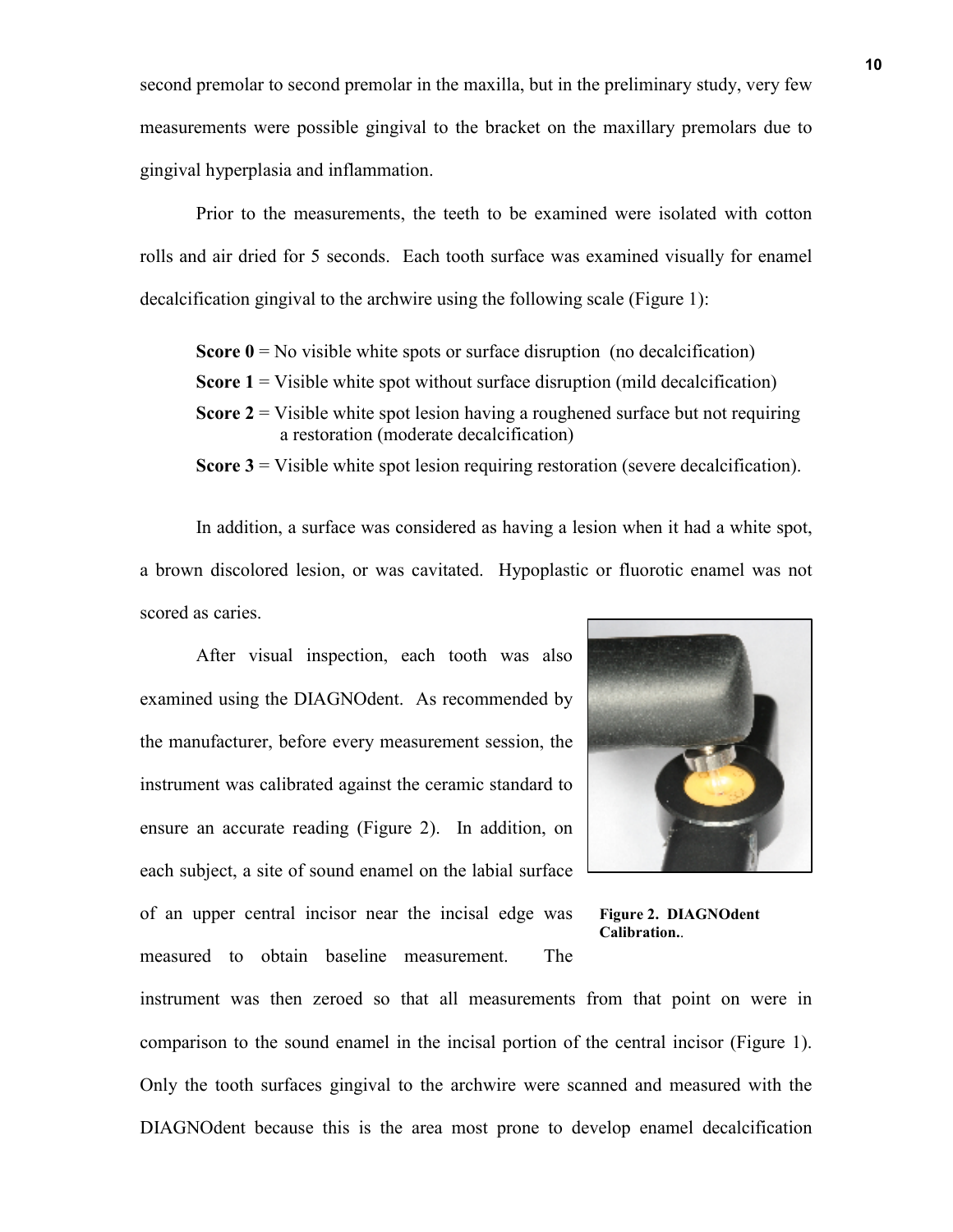second premolar to second premolar in the maxilla, but in the preliminary study, very few measurements were possible gingival to the bracket on the maxillary premolars due to gingival hyperplasia and inflammation.

Prior to the measurements, the teeth to be examined were isolated with cotton rolls and air dried for 5 seconds. Each tooth surface was examined visually for enamel decalcification gingival to the archwire using the following scale (Figure 1):

**Score 0** = No visible white spots or surface disruption (no decalcification)
**Score 1** = Visible white spot without surface disruption (mild decalcification)
**Score 2** = Visible white spot lesion having a roughened surface but not requiring a restoration (moderate decalcification)
**Score 3** = Visible white spot lesion requiring restoration (severe decalcification).

In addition, a surface was considered as having a lesion when it had a white spot, a brown discolored lesion, or was cavitated. Hypoplastic or fluorotic enamel was not scored as caries.

After visual inspection, each tooth was also examined using the DIAGNOdent. As recommended by the manufacturer, before every measurement session, the instrument was calibrated against the ceramic standard to ensure an accurate reading (Figure 2). In addition, on each subject, a site of sound enamel on the labial surface of an upper central incisor near the incisal edge was measured to obtain baseline measurement. The instrument was then zeroed so that all measurements from that point on were in comparison to the sound enamel in the incisal portion of the central incisor (Figure 1). Only the tooth surfaces gingival to the archwire were scanned and measured with the DIAGNOdent because this is the area most prone to develop enamel decalcification

**Figure 2. DIAGNOdent Calibration.**.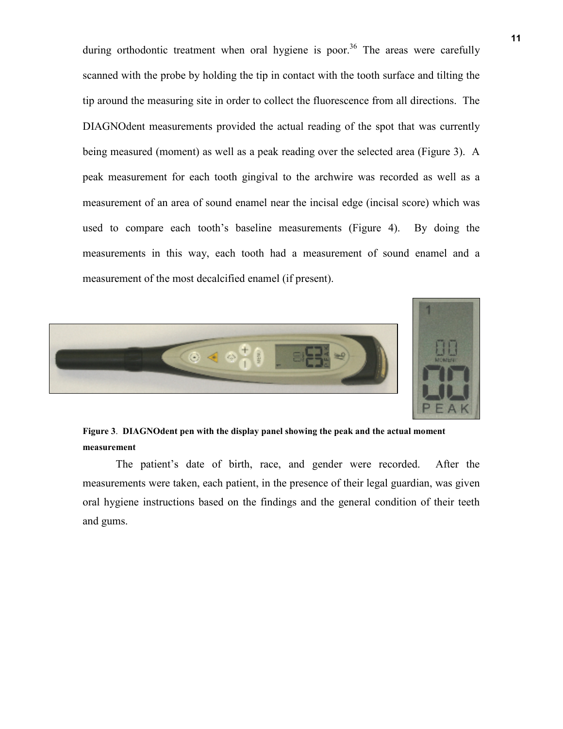during orthodontic treatment when oral hygiene is poor.[36] The areas were carefully scanned with the probe by holding the tip in contact with the tooth surface and tilting the tip around the measuring site in order to collect the fluorescence from all directions. The DIAGNOdent measurements provided the actual reading of the spot that was currently being measured (moment) as well as a peak reading over the selected area (Figure 3). A peak measurement for each tooth gingival to the archwire was recorded as well as a measurement of an area of sound enamel near the incisal edge (incisal score) which was used to compare each tooth's baseline measurements (Figure 4). By doing the measurements in this way, each tooth had a measurement of sound enamel and a measurement of the most decalcified enamel (if present).

**Figure 3**. **DIAGNOdent pen with the display panel showing the peak and the actual moment measurement**

The patient's date of birth, race, and gender were recorded. After the measurements were taken, each patient, in the presence of their legal guardian, was given oral hygiene instructions based on the findings and the general condition of their teeth and gums.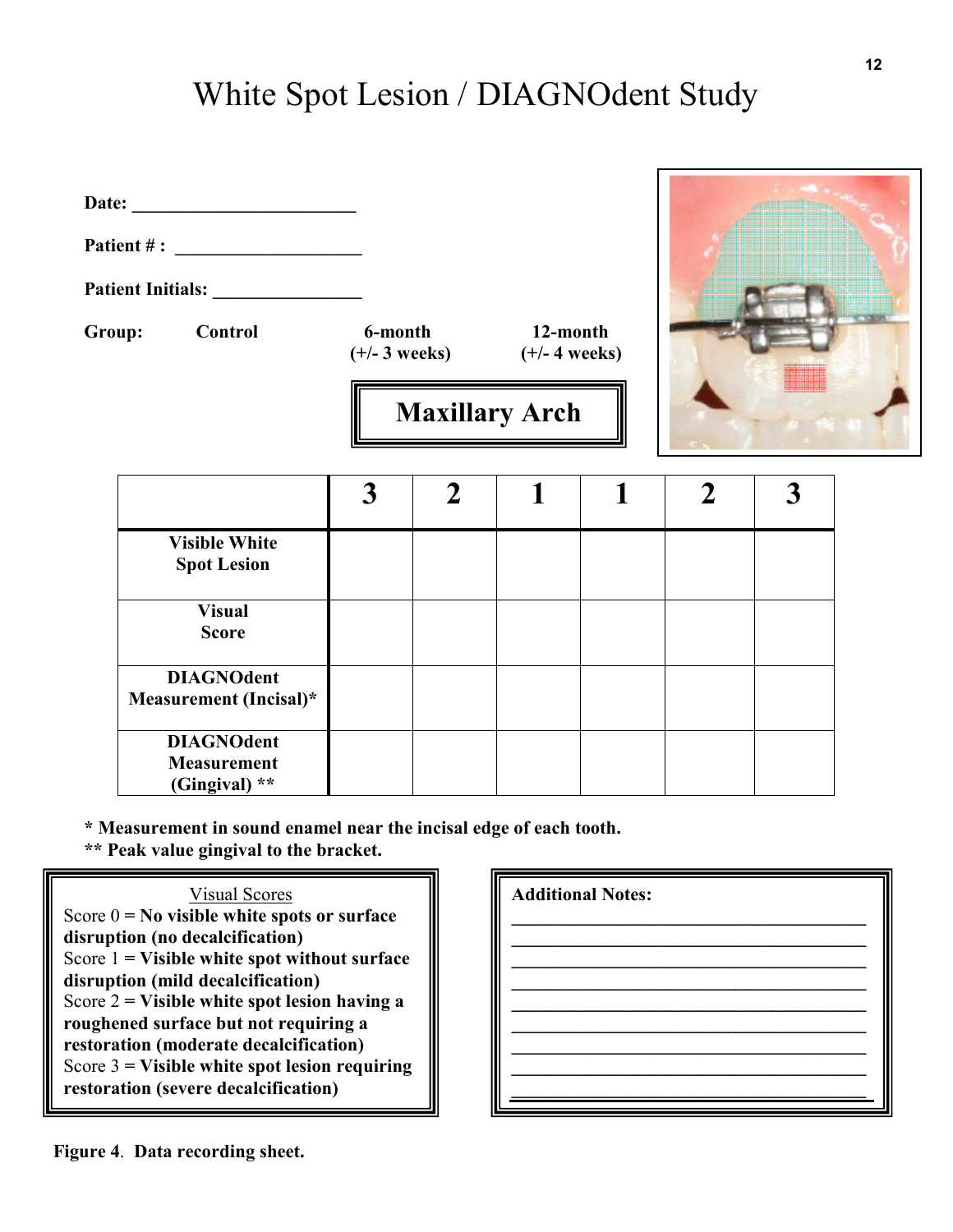# White Spot Lesion / DIAGNOdent Study

**Date:** ________________________

**Patient # :** ____________________

**Patient Initials:** _______________

**Group:** **Control** **6-month (+/- 3 weeks)** **12-month (+/- 4 weeks)**

**Maxillary Arch**

| | 3 | 2 | 1 | 1 | 2 | 3 |
|---|---|---|---|---|---|---|
| **Visible White Spot Lesion** | | | | | | |
| **Visual Score** | | | | | | |
| **DIAGNOdent Measurement (Incisal)*** | | | | | | |
| **DIAGNOdent Measurement (Gingival) **** | | | | | | |

**\* Measurement in sound enamel near the incisal edge of each tooth.**
**\*\* Peak value gingival to the bracket.**

Visual Scores

Score 0 = **No visible white spots or surface disruption (no decalcification)**
Score 1 = **Visible white spot without surface disruption (mild decalcification)**
Score 2 = **Visible white spot lesion having a roughened surface but not requiring a restoration (moderate decalcification)**
Score 3 = **Visible white spot lesion requiring restoration (severe decalcification)**

**Additional Notes:**
______________________________________
______________________________________
______________________________________
______________________________________
______________________________________
______________________________________
______________________________________
______________________________________

**Figure 4**. **Data recording sheet.**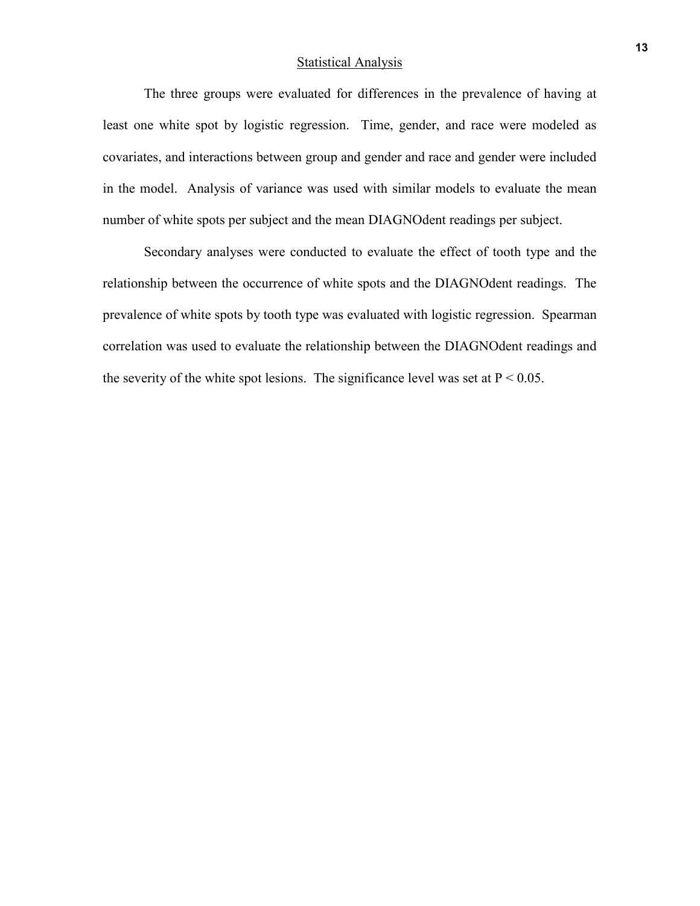## Statistical Analysis

The three groups were evaluated for differences in the prevalence of having at least one white spot by logistic regression. Time, gender, and race were modeled as covariates, and interactions between group and gender and race and gender were included in the model. Analysis of variance was used with similar models to evaluate the mean number of white spots per subject and the mean DIAGNOdent readings per subject.

Secondary analyses were conducted to evaluate the effect of tooth type and the relationship between the occurrence of white spots and the DIAGNOdent readings. The prevalence of white spots by tooth type was evaluated with logistic regression. Spearman correlation was used to evaluate the relationship between the DIAGNOdent readings and the severity of the white spot lesions. The significance level was set at $P < 0.05$.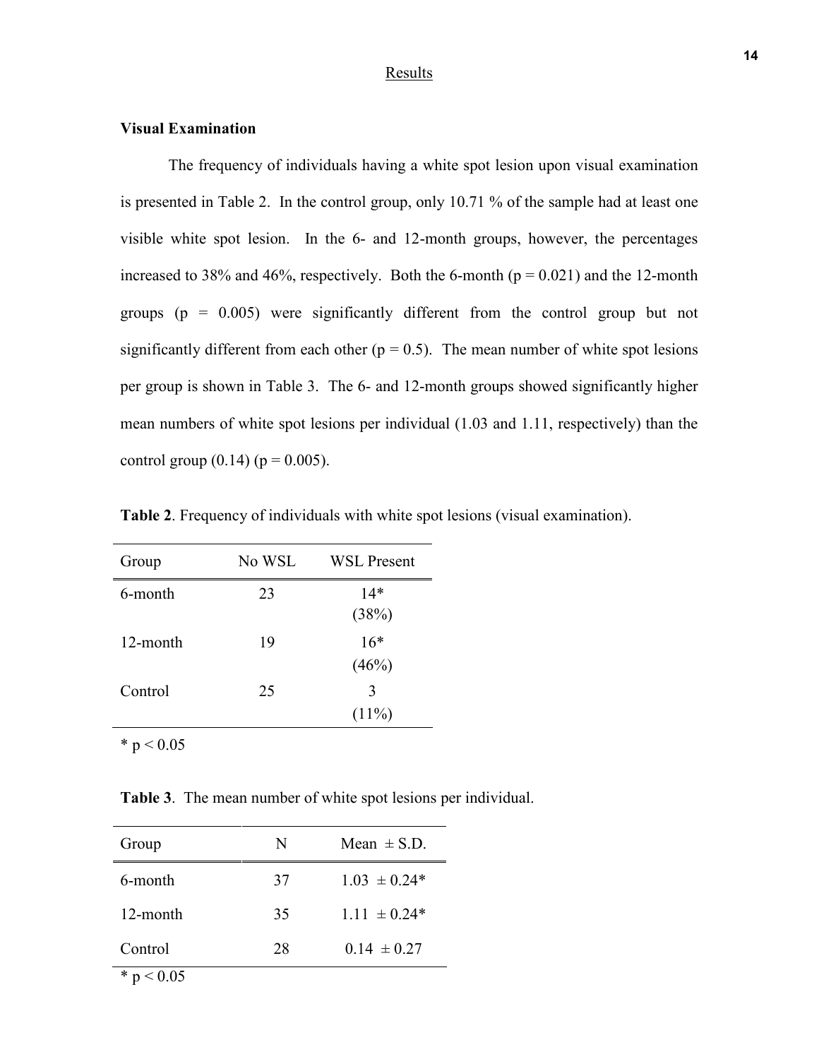## Results

### Visual Examination

The frequency of individuals having a white spot lesion upon visual examination is presented in Table 2. In the control group, only 10.71 % of the sample had at least one visible white spot lesion. In the 6- and 12-month groups, however, the percentages increased to 38% and 46%, respectively. Both the 6-month ($p = 0.021$) and the 12-month groups ($p = 0.005$) were significantly different from the control group but not significantly different from each other ($p = 0.5$). The mean number of white spot lesions per group is shown in Table 3. The 6- and 12-month groups showed significantly higher mean numbers of white spot lesions per individual (1.03 and 1.11, respectively) than the control group (0.14) ($p = 0.005$).

**Table 2**. Frequency of individuals with white spot lesions (visual examination).

| Group | No WSL | WSL Present |
|---|---|---|
| 6-month | 23 | 14* (38%) |
| 12-month | 19 | 16* (46%) |
| Control | 25 | 3 (11%) |

* $p < 0.05$

**Table 3**. The mean number of white spot lesions per individual.

| Group | N | Mean ± S.D. |
|---|---|---|
| 6-month | 37 | 1.03 ± 0.24* |
| 12-month | 35 | 1.11 ± 0.24* |
| Control | 28 | 0.14 ± 0.27 |

* $p < 0.05$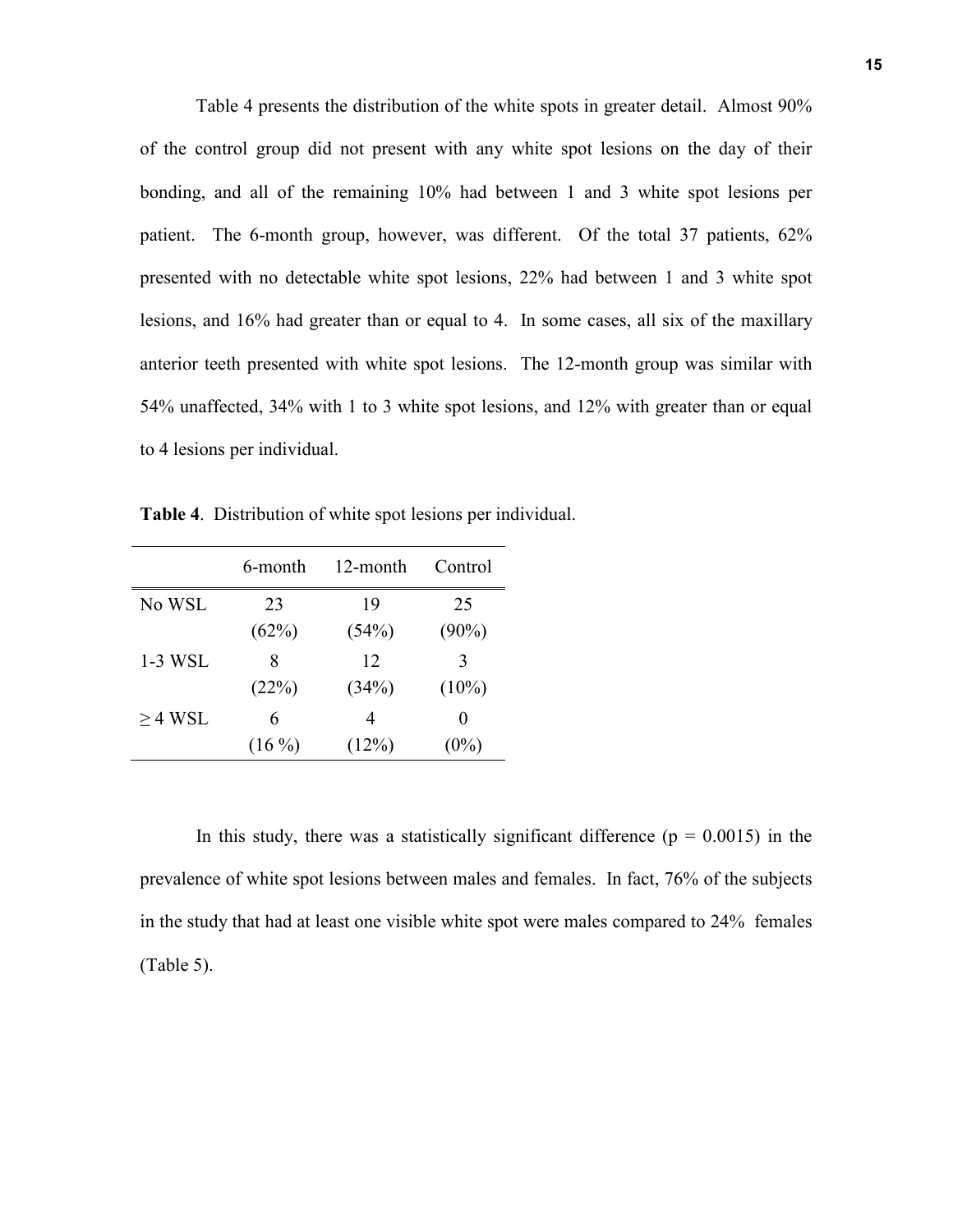Table 4 presents the distribution of the white spots in greater detail. Almost 90% of the control group did not present with any white spot lesions on the day of their bonding, and all of the remaining 10% had between 1 and 3 white spot lesions per patient. The 6-month group, however, was different. Of the total 37 patients, 62% presented with no detectable white spot lesions, 22% had between 1 and 3 white spot lesions, and 16% had greater than or equal to 4. In some cases, all six of the maxillary anterior teeth presented with white spot lesions. The 12-month group was similar with 54% unaffected, 34% with 1 to 3 white spot lesions, and 12% with greater than or equal to 4 lesions per individual.

**Table 4**. Distribution of white spot lesions per individual.

| | 6-month | 12-month | Control |
|---|---|---|---|
| No WSL | 23 (62%) | 19 (54%) | 25 (90%) |
| 1-3 WSL | 8 (22%) | 12 (34%) | 3 (10%) |
| ≥ 4 WSL | 6 (16 %) | 4 (12%) | 0 (0%) |

In this study, there was a statistically significant difference ($p = 0.0015$) in the prevalence of white spot lesions between males and females. In fact, 76% of the subjects in the study that had at least one visible white spot were males compared to 24% females (Table 5).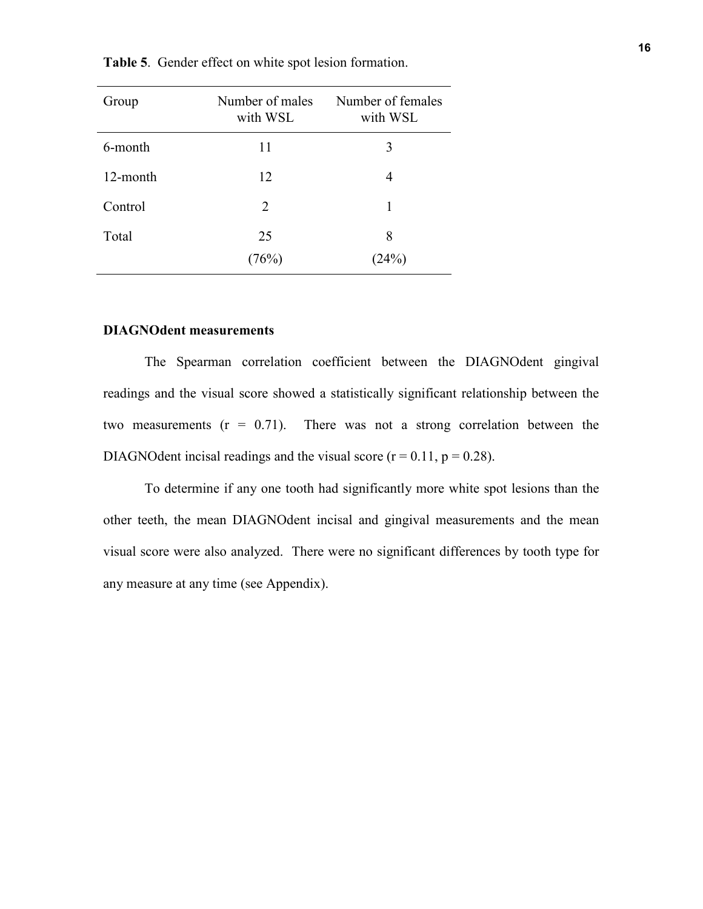**Table 5**. Gender effect on white spot lesion formation.

| Group | Number of males with WSL | Number of females with WSL |
|---|---|---|
| 6-month | 11 | 3 |
| 12-month | 12 | 4 |
| Control | 2 | 1 |
| Total | 25 (76%) | 8 (24%) |

### DIAGNOdent measurements

The Spearman correlation coefficient between the DIAGNOdent gingival readings and the visual score showed a statistically significant relationship between the two measurements ($r = 0.71$). There was not a strong correlation between the DIAGNOdent incisal readings and the visual score ($r = 0.11$, $p = 0.28$).

To determine if any one tooth had significantly more white spot lesions than the other teeth, the mean DIAGNOdent incisal and gingival measurements and the mean visual score were also analyzed. There were no significant differences by tooth type for any measure at any time (see Appendix).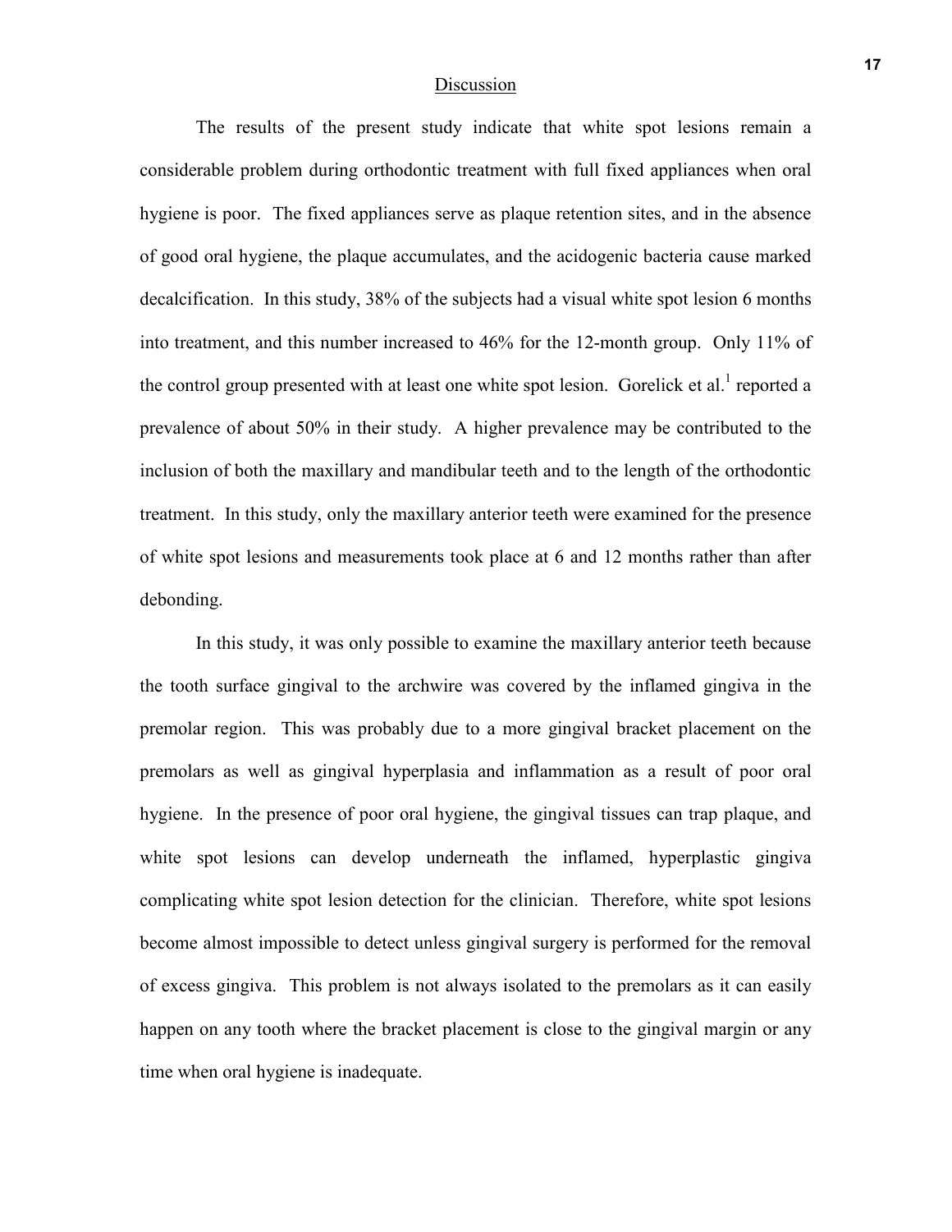## Discussion

The results of the present study indicate that white spot lesions remain a considerable problem during orthodontic treatment with full fixed appliances when oral hygiene is poor. The fixed appliances serve as plaque retention sites, and in the absence of good oral hygiene, the plaque accumulates, and the acidogenic bacteria cause marked decalcification. In this study, 38% of the subjects had a visual white spot lesion 6 months into treatment, and this number increased to 46% for the 12-month group. Only 11% of the control group presented with at least one white spot lesion. Gorelick et al.[1] reported a prevalence of about 50% in their study. A higher prevalence may be contributed to the inclusion of both the maxillary and mandibular teeth and to the length of the orthodontic treatment. In this study, only the maxillary anterior teeth were examined for the presence of white spot lesions and measurements took place at 6 and 12 months rather than after debonding.

In this study, it was only possible to examine the maxillary anterior teeth because the tooth surface gingival to the archwire was covered by the inflamed gingiva in the premolar region. This was probably due to a more gingival bracket placement on the premolars as well as gingival hyperplasia and inflammation as a result of poor oral hygiene. In the presence of poor oral hygiene, the gingival tissues can trap plaque, and white spot lesions can develop underneath the inflamed, hyperplastic gingiva complicating white spot lesion detection for the clinician. Therefore, white spot lesions become almost impossible to detect unless gingival surgery is performed for the removal of excess gingiva. This problem is not always isolated to the premolars as it can easily happen on any tooth where the bracket placement is close to the gingival margin or any time when oral hygiene is inadequate.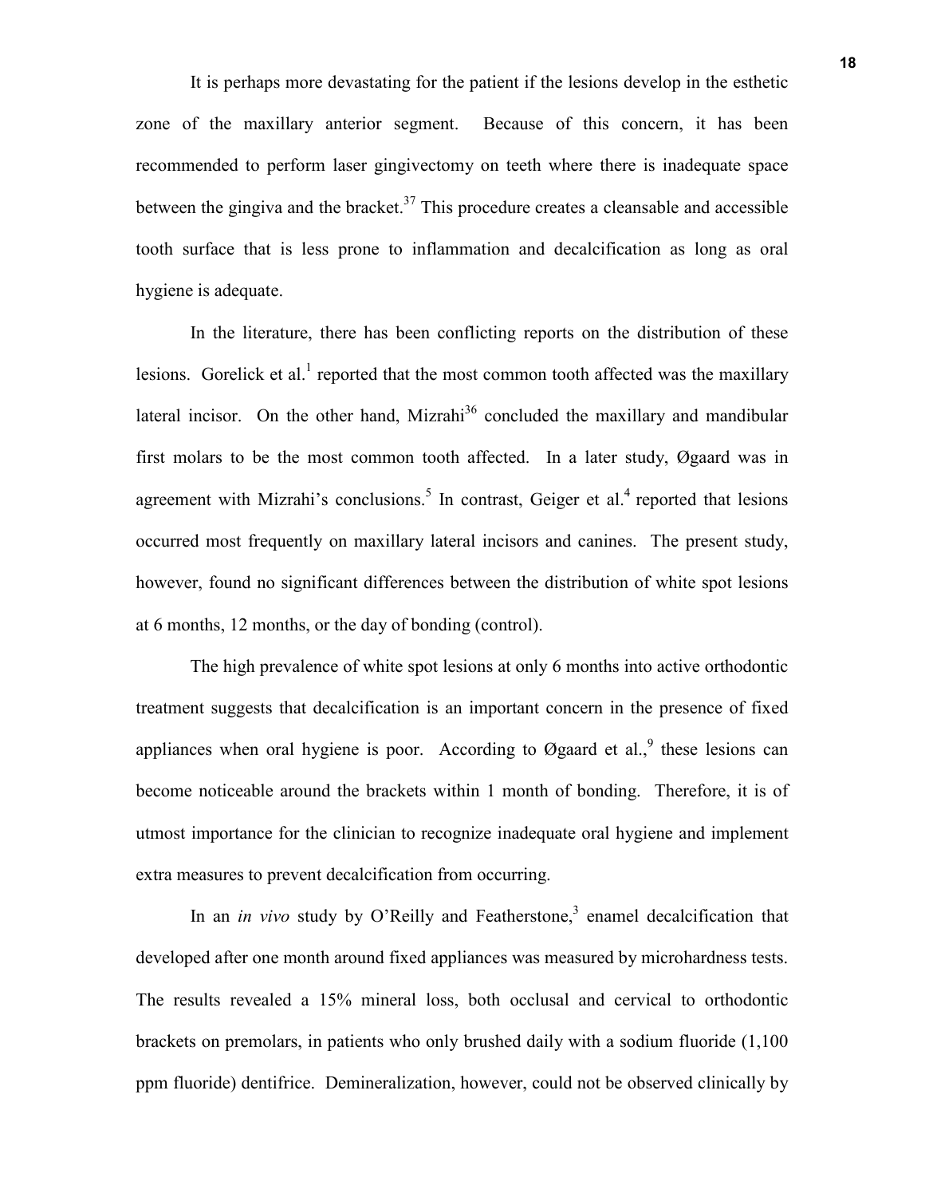It is perhaps more devastating for the patient if the lesions develop in the esthetic zone of the maxillary anterior segment. Because of this concern, it has been recommended to perform laser gingivectomy on teeth where there is inadequate space between the gingiva and the bracket.[37] This procedure creates a cleansable and accessible tooth surface that is less prone to inflammation and decalcification as long as oral hygiene is adequate.

In the literature, there has been conflicting reports on the distribution of these lesions. Gorelick et al.[1] reported that the most common tooth affected was the maxillary lateral incisor. On the other hand, Mizrahi[36] concluded the maxillary and mandibular first molars to be the most common tooth affected. In a later study, Øgaard was in agreement with Mizrahi's conclusions.[5] In contrast, Geiger et al.[4] reported that lesions occurred most frequently on maxillary lateral incisors and canines. The present study, however, found no significant differences between the distribution of white spot lesions at 6 months, 12 months, or the day of bonding (control).

The high prevalence of white spot lesions at only 6 months into active orthodontic treatment suggests that decalcification is an important concern in the presence of fixed appliances when oral hygiene is poor. According to Øgaard et al.,[9] these lesions can become noticeable around the brackets within 1 month of bonding. Therefore, it is of utmost importance for the clinician to recognize inadequate oral hygiene and implement extra measures to prevent decalcification from occurring.

In an *in vivo* study by O'Reilly and Featherstone,[3] enamel decalcification that developed after one month around fixed appliances was measured by microhardness tests. The results revealed a 15% mineral loss, both occlusal and cervical to orthodontic brackets on premolars, in patients who only brushed daily with a sodium fluoride (1,100 ppm fluoride) dentifrice. Demineralization, however, could not be observed clinically by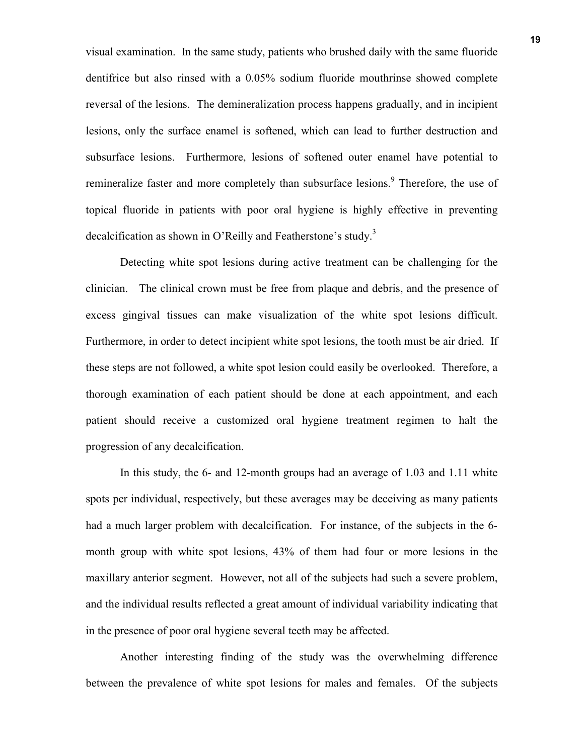visual examination. In the same study, patients who brushed daily with the same fluoride dentifrice but also rinsed with a 0.05% sodium fluoride mouthrinse showed complete reversal of the lesions. The demineralization process happens gradually, and in incipient lesions, only the surface enamel is softened, which can lead to further destruction and subsurface lesions. Furthermore, lesions of softened outer enamel have potential to remineralize faster and more completely than subsurface lesions.[9] Therefore, the use of topical fluoride in patients with poor oral hygiene is highly effective in preventing decalcification as shown in O'Reilly and Featherstone's study.[3]

Detecting white spot lesions during active treatment can be challenging for the clinician. The clinical crown must be free from plaque and debris, and the presence of excess gingival tissues can make visualization of the white spot lesions difficult. Furthermore, in order to detect incipient white spot lesions, the tooth must be air dried. If these steps are not followed, a white spot lesion could easily be overlooked. Therefore, a thorough examination of each patient should be done at each appointment, and each patient should receive a customized oral hygiene treatment regimen to halt the progression of any decalcification.

In this study, the 6- and 12-month groups had an average of 1.03 and 1.11 white spots per individual, respectively, but these averages may be deceiving as many patients had a much larger problem with decalcification. For instance, of the subjects in the 6-month group with white spot lesions, 43% of them had four or more lesions in the maxillary anterior segment. However, not all of the subjects had such a severe problem, and the individual results reflected a great amount of individual variability indicating that in the presence of poor oral hygiene several teeth may be affected.

Another interesting finding of the study was the overwhelming difference between the prevalence of white spot lesions for males and females. Of the subjects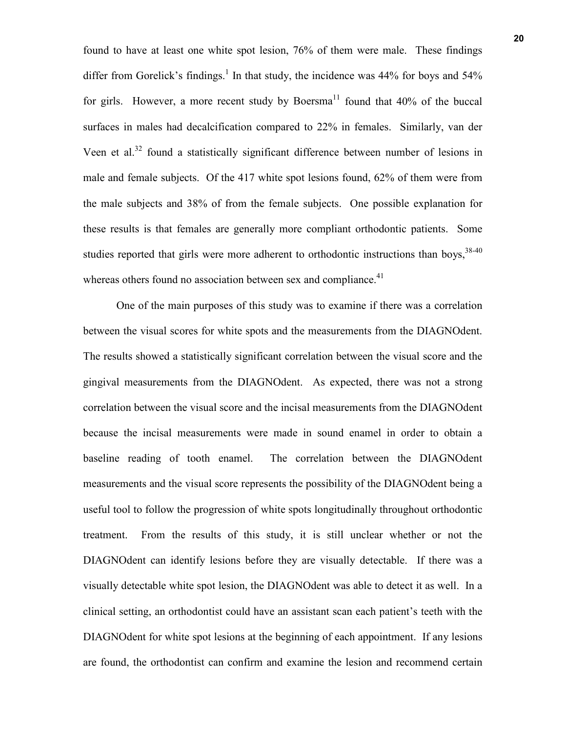found to have at least one white spot lesion, 76% of them were male. These findings differ from Gorelick's findings.[1] In that study, the incidence was 44% for boys and 54% for girls. However, a more recent study by Boersma[11] found that 40% of the buccal surfaces in males had decalcification compared to 22% in females. Similarly, van der Veen et al.[32] found a statistically significant difference between number of lesions in male and female subjects. Of the 417 white spot lesions found, 62% of them were from the male subjects and 38% of from the female subjects. One possible explanation for these results is that females are generally more compliant orthodontic patients. Some studies reported that girls were more adherent to orthodontic instructions than boys,[38-40] whereas others found no association between sex and compliance.[41]

One of the main purposes of this study was to examine if there was a correlation between the visual scores for white spots and the measurements from the DIAGNOdent. The results showed a statistically significant correlation between the visual score and the gingival measurements from the DIAGNOdent. As expected, there was not a strong correlation between the visual score and the incisal measurements from the DIAGNOdent because the incisal measurements were made in sound enamel in order to obtain a baseline reading of tooth enamel. The correlation between the DIAGNOdent measurements and the visual score represents the possibility of the DIAGNOdent being a useful tool to follow the progression of white spots longitudinally throughout orthodontic treatment. From the results of this study, it is still unclear whether or not the DIAGNOdent can identify lesions before they are visually detectable. If there was a visually detectable white spot lesion, the DIAGNOdent was able to detect it as well. In a clinical setting, an orthodontist could have an assistant scan each patient's teeth with the DIAGNOdent for white spot lesions at the beginning of each appointment. If any lesions are found, the orthodontist can confirm and examine the lesion and recommend certain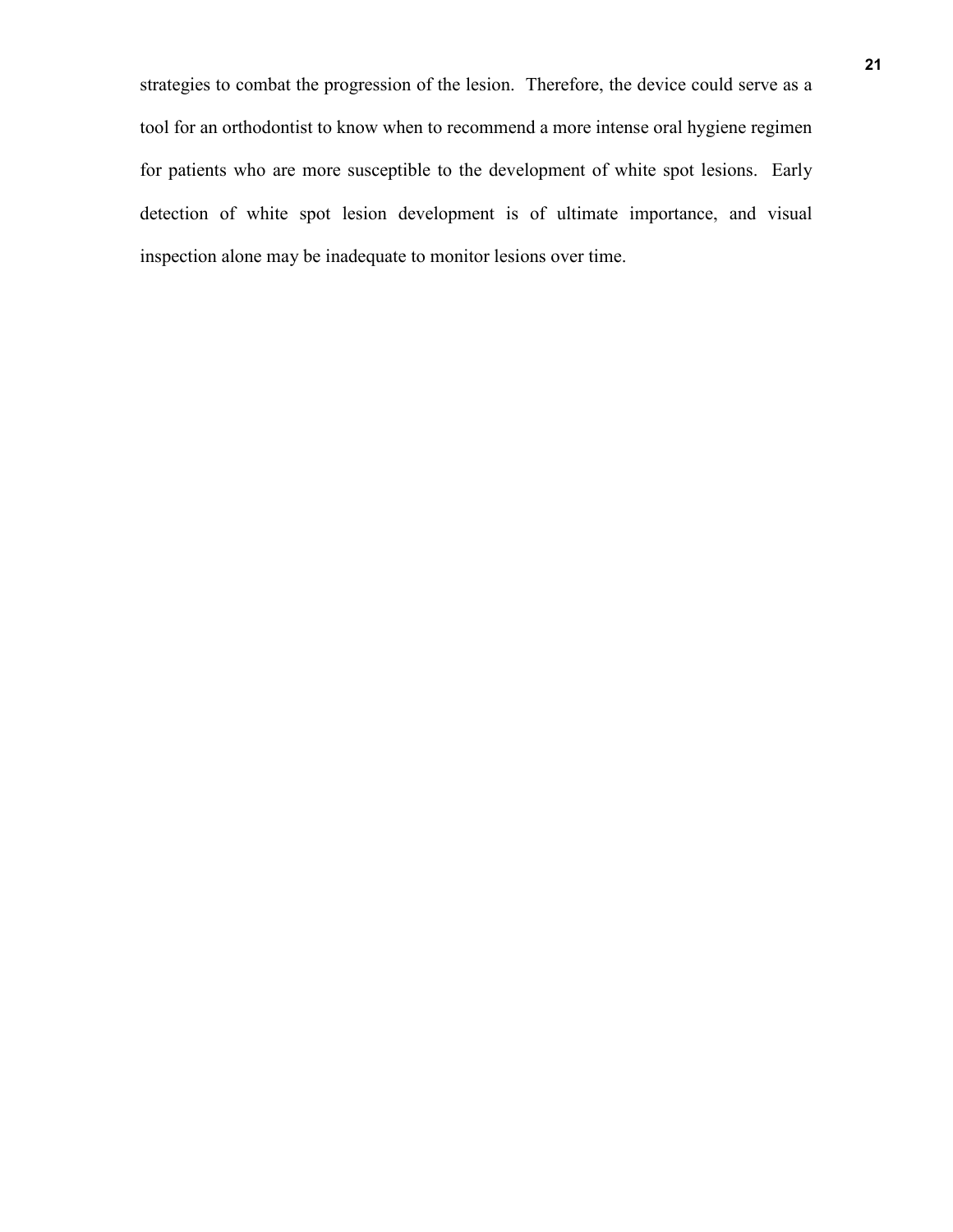strategies to combat the progression of the lesion. Therefore, the device could serve as a tool for an orthodontist to know when to recommend a more intense oral hygiene regimen for patients who are more susceptible to the development of white spot lesions. Early detection of white spot lesion development is of ultimate importance, and visual inspection alone may be inadequate to monitor lesions over time.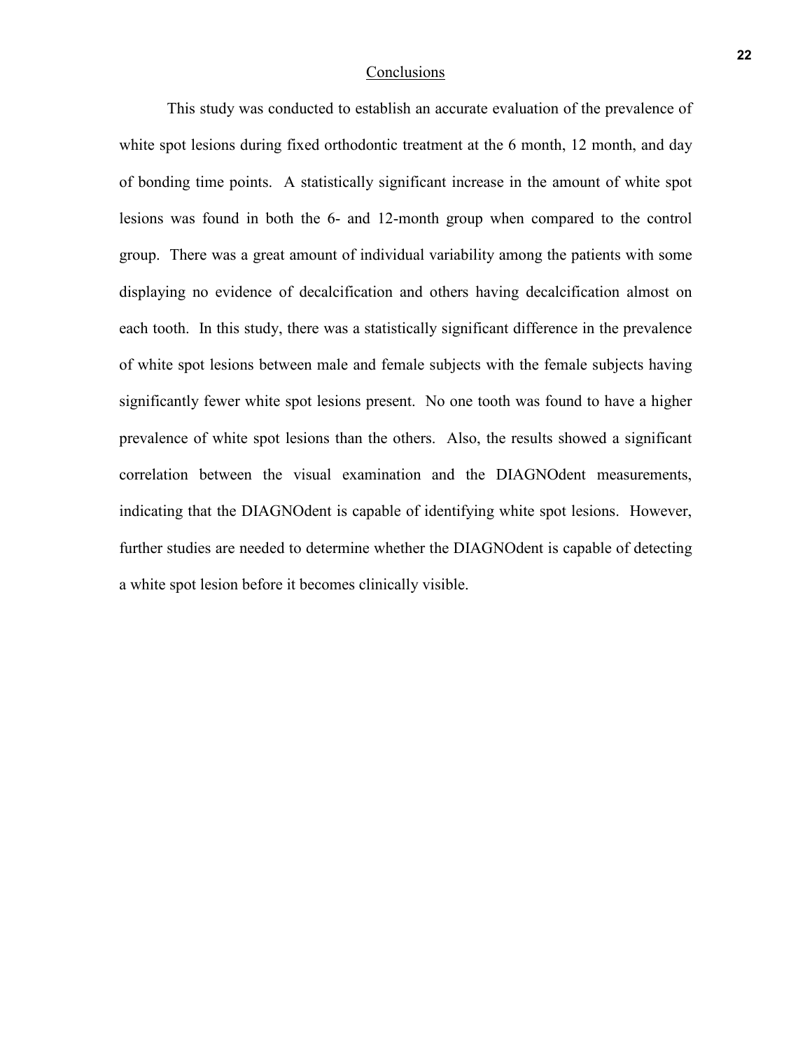## Conclusions

This study was conducted to establish an accurate evaluation of the prevalence of white spot lesions during fixed orthodontic treatment at the 6 month, 12 month, and day of bonding time points. A statistically significant increase in the amount of white spot lesions was found in both the 6- and 12-month group when compared to the control group. There was a great amount of individual variability among the patients with some displaying no evidence of decalcification and others having decalcification almost on each tooth. In this study, there was a statistically significant difference in the prevalence of white spot lesions between male and female subjects with the female subjects having significantly fewer white spot lesions present. No one tooth was found to have a higher prevalence of white spot lesions than the others. Also, the results showed a significant correlation between the visual examination and the DIAGNOdent measurements, indicating that the DIAGNOdent is capable of identifying white spot lesions. However, further studies are needed to determine whether the DIAGNOdent is capable of detecting a white spot lesion before it becomes clinically visible.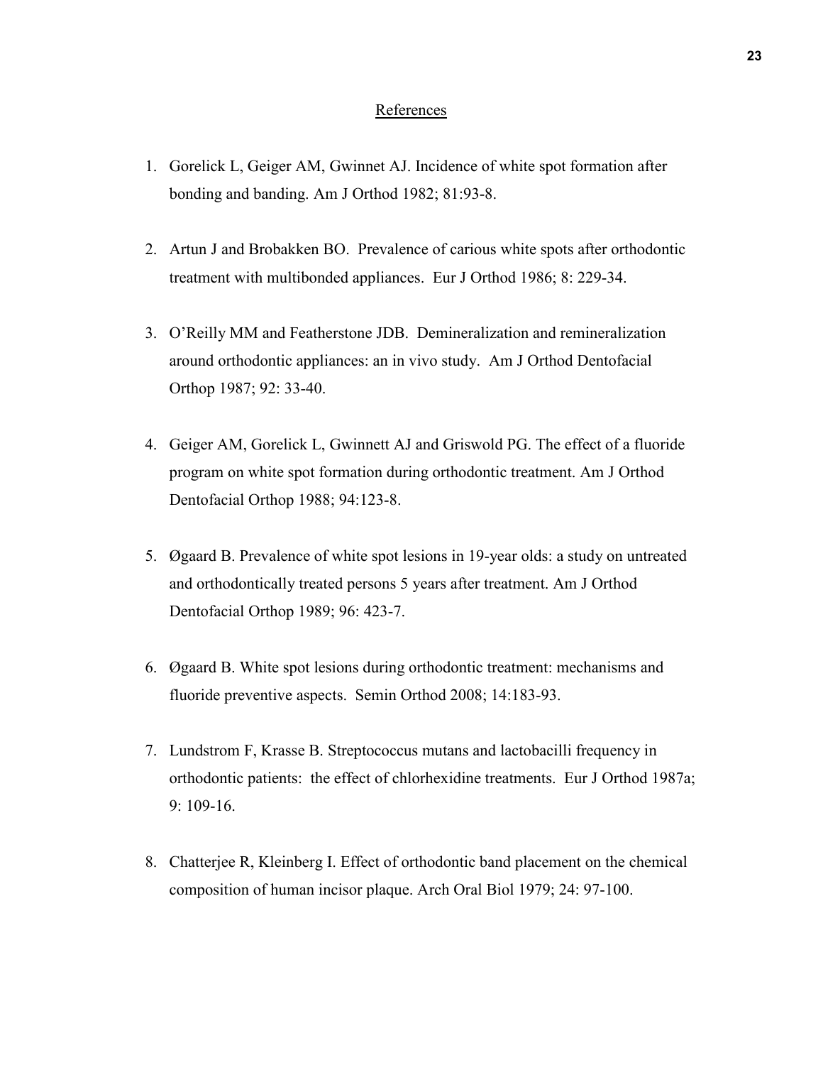## References

1. Gorelick L, Geiger AM, Gwinnet AJ. Incidence of white spot formation after bonding and banding. Am J Orthod 1982; 81:93-8.

2. Artun J and Brobakken BO. Prevalence of carious white spots after orthodontic treatment with multibonded appliances. Eur J Orthod 1986; 8: 229-34.

3. O'Reilly MM and Featherstone JDB. Demineralization and remineralization around orthodontic appliances: an in vivo study. Am J Orthod Dentofacial Orthop 1987; 92: 33-40.

4. Geiger AM, Gorelick L, Gwinnett AJ and Griswold PG. The effect of a fluoride program on white spot formation during orthodontic treatment. Am J Orthod Dentofacial Orthop 1988; 94:123-8.

5. Øgaard B. Prevalence of white spot lesions in 19-year olds: a study on untreated and orthodontically treated persons 5 years after treatment. Am J Orthod Dentofacial Orthop 1989; 96: 423-7.

6. Øgaard B. White spot lesions during orthodontic treatment: mechanisms and fluoride preventive aspects. Semin Orthod 2008; 14:183-93.

7. Lundstrom F, Krasse B. Streptococcus mutans and lactobacilli frequency in orthodontic patients: the effect of chlorhexidine treatments. Eur J Orthod 1987a; 9: 109-16.

8. Chatterjee R, Kleinberg I. Effect of orthodontic band placement on the chemical composition of human incisor plaque. Arch Oral Biol 1979; 24: 97-100.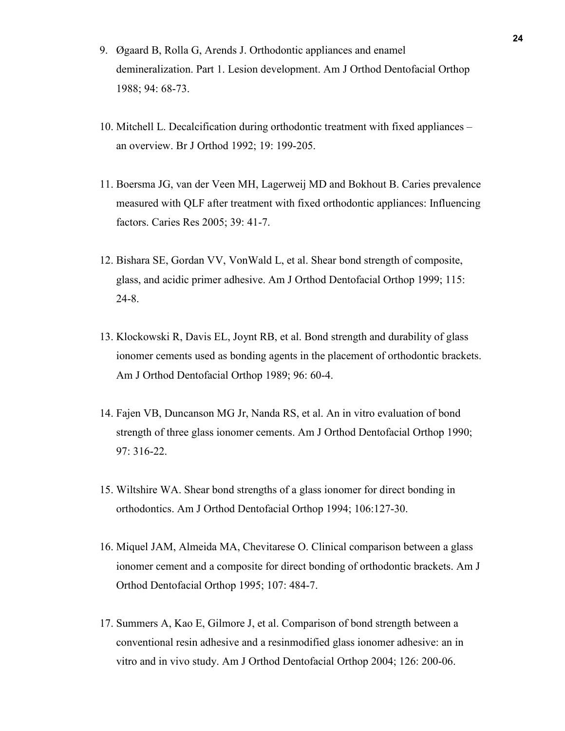9. Øgaard B, Rolla G, Arends J. Orthodontic appliances and enamel demineralization. Part 1. Lesion development. Am J Orthod Dentofacial Orthop 1988; 94: 68-73.

10. Mitchell L. Decalcification during orthodontic treatment with fixed appliances – an overview. Br J Orthod 1992; 19: 199-205.

11. Boersma JG, van der Veen MH, Lagerweij MD and Bokhout B. Caries prevalence measured with QLF after treatment with fixed orthodontic appliances: Influencing factors. Caries Res 2005; 39: 41-7.

12. Bishara SE, Gordan VV, VonWald L, et al. Shear bond strength of composite, glass, and acidic primer adhesive. Am J Orthod Dentofacial Orthop 1999; 115: 24-8.

13. Klockowski R, Davis EL, Joynt RB, et al. Bond strength and durability of glass ionomer cements used as bonding agents in the placement of orthodontic brackets. Am J Orthod Dentofacial Orthop 1989; 96: 60-4.

14. Fajen VB, Duncanson MG Jr, Nanda RS, et al. An in vitro evaluation of bond strength of three glass ionomer cements. Am J Orthod Dentofacial Orthop 1990; 97: 316-22.

15. Wiltshire WA. Shear bond strengths of a glass ionomer for direct bonding in orthodontics. Am J Orthod Dentofacial Orthop 1994; 106:127-30.

16. Miquel JAM, Almeida MA, Chevitarese O. Clinical comparison between a glass ionomer cement and a composite for direct bonding of orthodontic brackets. Am J Orthod Dentofacial Orthop 1995; 107: 484-7.

17. Summers A, Kao E, Gilmore J, et al. Comparison of bond strength between a conventional resin adhesive and a resinmodified glass ionomer adhesive: an in vitro and in vivo study. Am J Orthod Dentofacial Orthop 2004; 126: 200-06.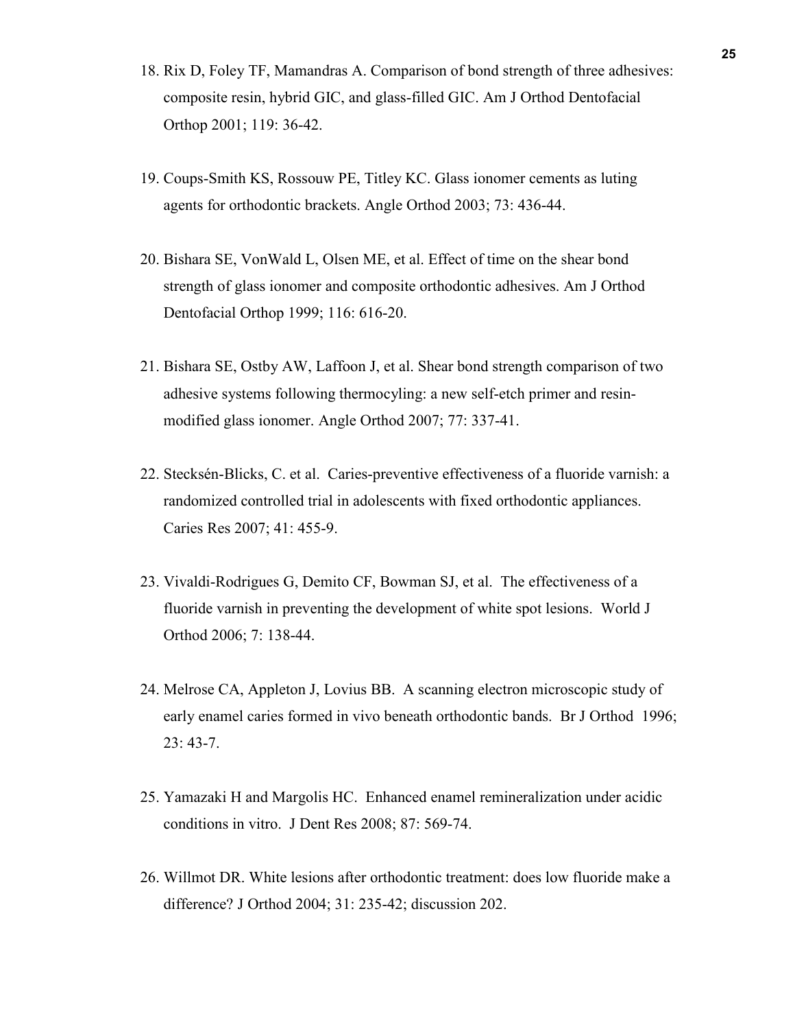18. Rix D, Foley TF, Mamandras A. Comparison of bond strength of three adhesives: composite resin, hybrid GIC, and glass-filled GIC. Am J Orthod Dentofacial Orthop 2001; 119: 36-42.

19. Coups-Smith KS, Rossouw PE, Titley KC. Glass ionomer cements as luting agents for orthodontic brackets. Angle Orthod 2003; 73: 436-44.

20. Bishara SE, VonWald L, Olsen ME, et al. Effect of time on the shear bond strength of glass ionomer and composite orthodontic adhesives. Am J Orthod Dentofacial Orthop 1999; 116: 616-20.

21. Bishara SE, Ostby AW, Laffoon J, et al. Shear bond strength comparison of two adhesive systems following thermocyling: a new self-etch primer and resin-modified glass ionomer. Angle Orthod 2007; 77: 337-41.

22. Stecksén-Blicks, C. et al. Caries-preventive effectiveness of a fluoride varnish: a randomized controlled trial in adolescents with fixed orthodontic appliances. Caries Res 2007; 41: 455-9.

23. Vivaldi-Rodrigues G, Demito CF, Bowman SJ, et al. The effectiveness of a fluoride varnish in preventing the development of white spot lesions. World J Orthod 2006; 7: 138-44.

24. Melrose CA, Appleton J, Lovius BB. A scanning electron microscopic study of early enamel caries formed in vivo beneath orthodontic bands. Br J Orthod 1996; 23: 43-7.

25. Yamazaki H and Margolis HC. Enhanced enamel remineralization under acidic conditions in vitro. J Dent Res 2008; 87: 569-74.

26. Willmot DR. White lesions after orthodontic treatment: does low fluoride make a difference? J Orthod 2004; 31: 235-42; discussion 202.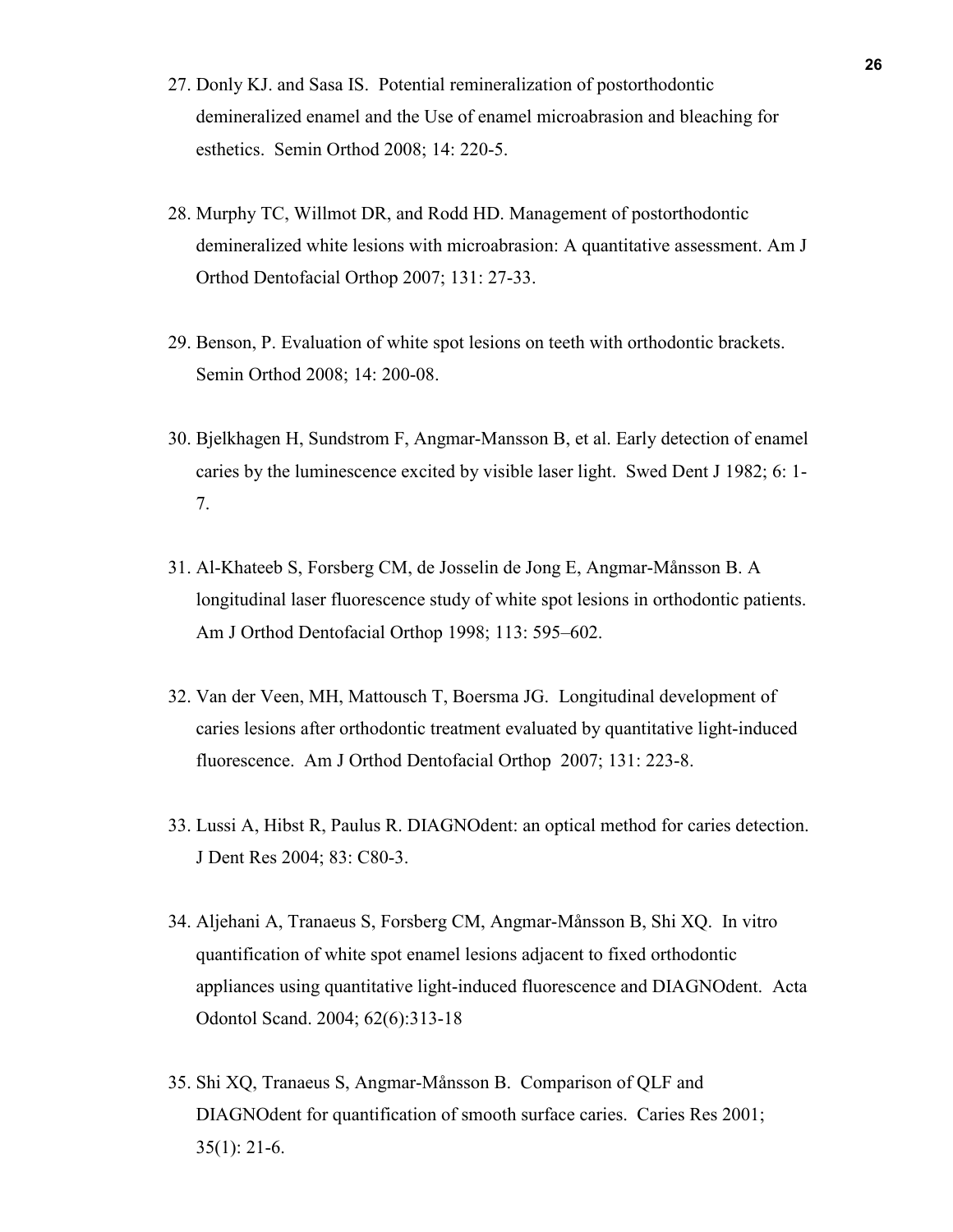27. Donly KJ. and Sasa IS. Potential remineralization of postorthodontic demineralized enamel and the Use of enamel microabrasion and bleaching for esthetics. Semin Orthod 2008; 14: 220-5.

28. Murphy TC, Willmot DR, and Rodd HD. Management of postorthodontic demineralized white lesions with microabrasion: A quantitative assessment. Am J Orthod Dentofacial Orthop 2007; 131: 27-33.

29. Benson, P. Evaluation of white spot lesions on teeth with orthodontic brackets. Semin Orthod 2008; 14: 200-08.

30. Bjelkhagen H, Sundstrom F, Angmar-Mansson B, et al. Early detection of enamel caries by the luminescence excited by visible laser light. Swed Dent J 1982; 6: 1-7.

31. Al-Khateeb S, Forsberg CM, de Josselin de Jong E, Angmar-Månsson B. A longitudinal laser fluorescence study of white spot lesions in orthodontic patients. Am J Orthod Dentofacial Orthop 1998; 113: 595–602.

32. Van der Veen, MH, Mattousch T, Boersma JG. Longitudinal development of caries lesions after orthodontic treatment evaluated by quantitative light-induced fluorescence. Am J Orthod Dentofacial Orthop 2007; 131: 223-8.

33. Lussi A, Hibst R, Paulus R. DIAGNOdent: an optical method for caries detection. J Dent Res 2004; 83: C80-3.

34. Aljehani A, Tranaeus S, Forsberg CM, Angmar-Månsson B, Shi XQ. In vitro quantification of white spot enamel lesions adjacent to fixed orthodontic appliances using quantitative light-induced fluorescence and DIAGNOdent. Acta Odontol Scand. 2004; 62(6):313-18

35. Shi XQ, Tranaeus S, Angmar-Månsson B. Comparison of QLF and DIAGNOdent for quantification of smooth surface caries. Caries Res 2001; 35(1): 21-6.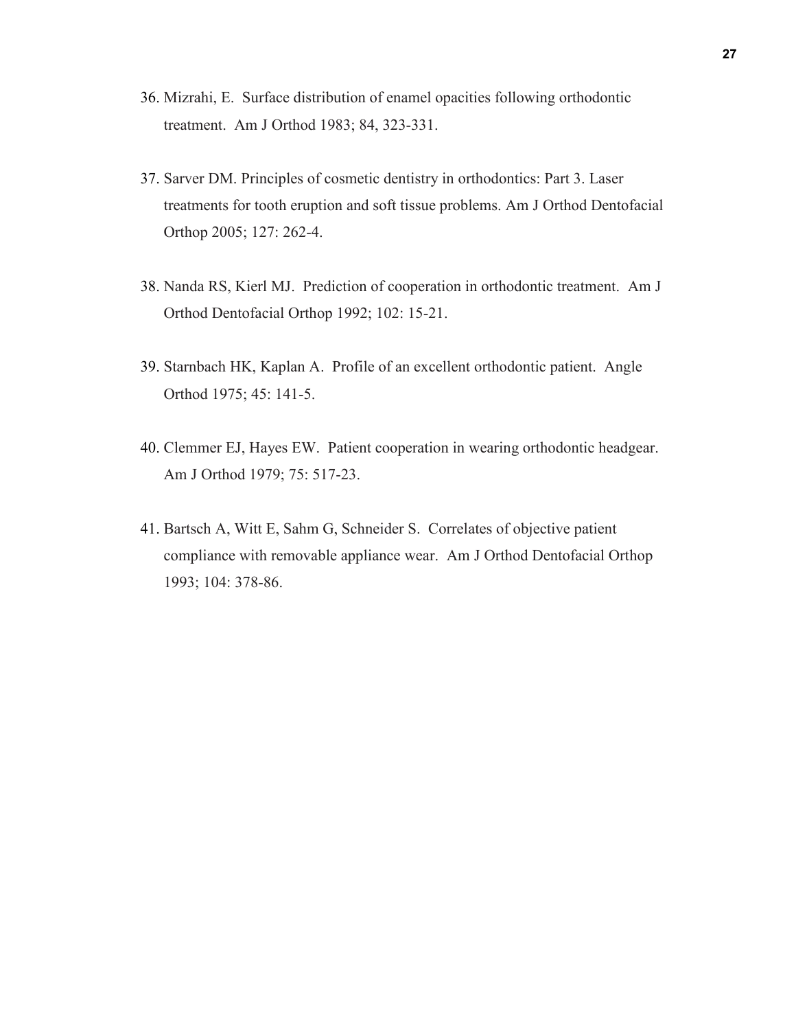36. Mizrahi, E. Surface distribution of enamel opacities following orthodontic treatment. Am J Orthod 1983; 84, 323-331.

37. Sarver DM. Principles of cosmetic dentistry in orthodontics: Part 3. Laser treatments for tooth eruption and soft tissue problems. Am J Orthod Dentofacial Orthop 2005; 127: 262-4.

38. Nanda RS, Kierl MJ. Prediction of cooperation in orthodontic treatment. Am J Orthod Dentofacial Orthop 1992; 102: 15-21.

39. Starnbach HK, Kaplan A. Profile of an excellent orthodontic patient. Angle Orthod 1975; 45: 141-5.

40. Clemmer EJ, Hayes EW. Patient cooperation in wearing orthodontic headgear. Am J Orthod 1979; 75: 517-23.

41. Bartsch A, Witt E, Sahm G, Schneider S. Correlates of objective patient compliance with removable appliance wear. Am J Orthod Dentofacial Orthop 1993; 104: 378-86.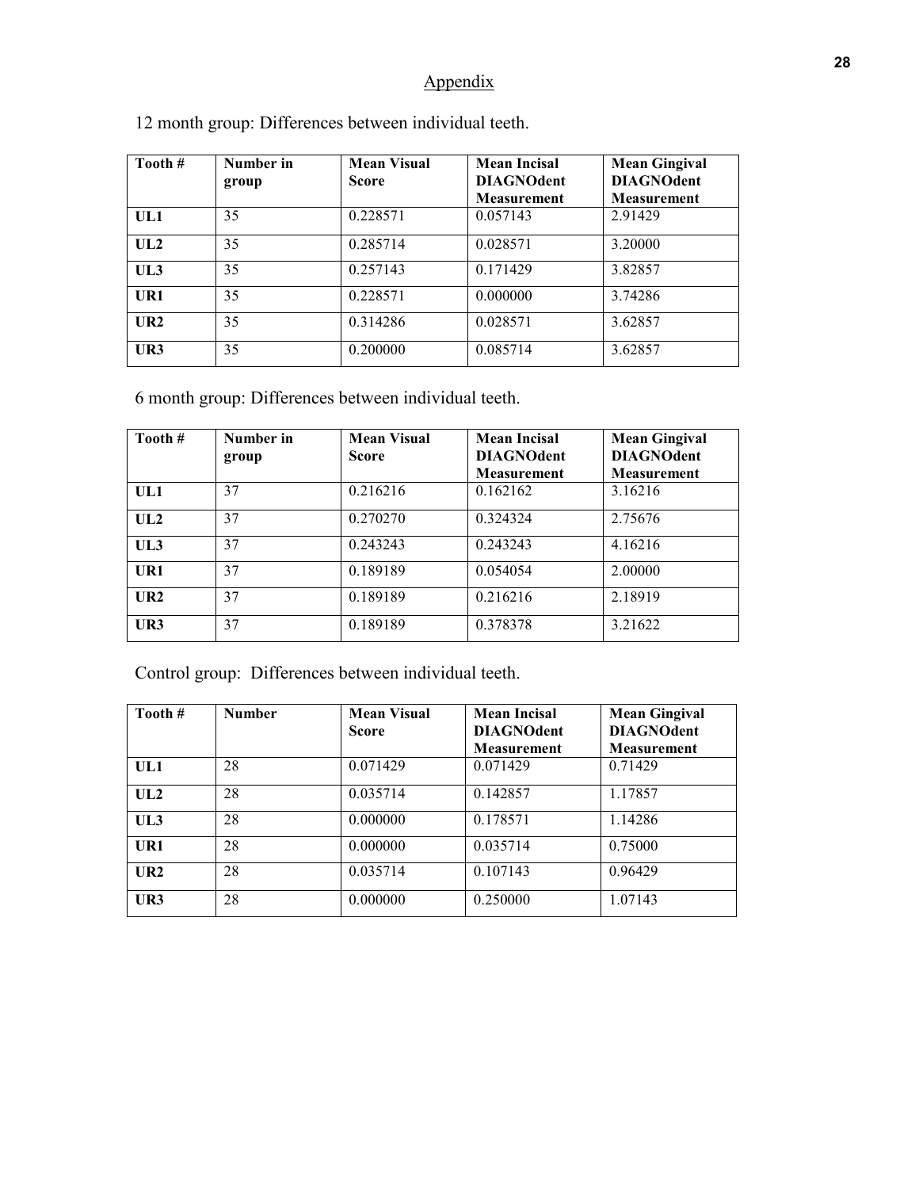## Appendix

12 month group: Differences between individual teeth.

| Tooth # | Number in group | Mean Visual Score | Mean Incisal DIAGNOdent Measurement | Mean Gingival DIAGNOdent Measurement |
|---|---|---|---|---|
| UL1 | 35 | 0.228571 | 0.057143 | 2.91429 |
| UL2 | 35 | 0.285714 | 0.028571 | 3.20000 |
| UL3 | 35 | 0.257143 | 0.171429 | 3.82857 |
| UR1 | 35 | 0.228571 | 0.000000 | 3.74286 |
| UR2 | 35 | 0.314286 | 0.028571 | 3.62857 |
| UR3 | 35 | 0.200000 | 0.085714 | 3.62857 |

6 month group: Differences between individual teeth.

| Tooth # | Number in group | Mean Visual Score | Mean Incisal DIAGNOdent Measurement | Mean Gingival DIAGNOdent Measurement |
|---|---|---|---|---|
| UL1 | 37 | 0.216216 | 0.162162 | 3.16216 |
| UL2 | 37 | 0.270270 | 0.324324 | 2.75676 |
| UL3 | 37 | 0.243243 | 0.243243 | 4.16216 |
| UR1 | 37 | 0.189189 | 0.054054 | 2.00000 |
| UR2 | 37 | 0.189189 | 0.216216 | 2.18919 |
| UR3 | 37 | 0.189189 | 0.378378 | 3.21622 |

Control group: Differences between individual teeth.

| Tooth # | Number | Mean Visual Score | Mean Incisal DIAGNOdent Measurement | Mean Gingival DIAGNOdent Measurement |
|---|---|---|---|---|
| UL1 | 28 | 0.071429 | 0.071429 | 0.71429 |
| UL2 | 28 | 0.035714 | 0.142857 | 1.17857 |
| UL3 | 28 | 0.000000 | 0.178571 | 1.14286 |
| UR1 | 28 | 0.000000 | 0.035714 | 0.75000 |
| UR2 | 28 | 0.035714 | 0.107143 | 0.96429 |
| UR3 | 28 | 0.000000 | 0.250000 | 1.07143 |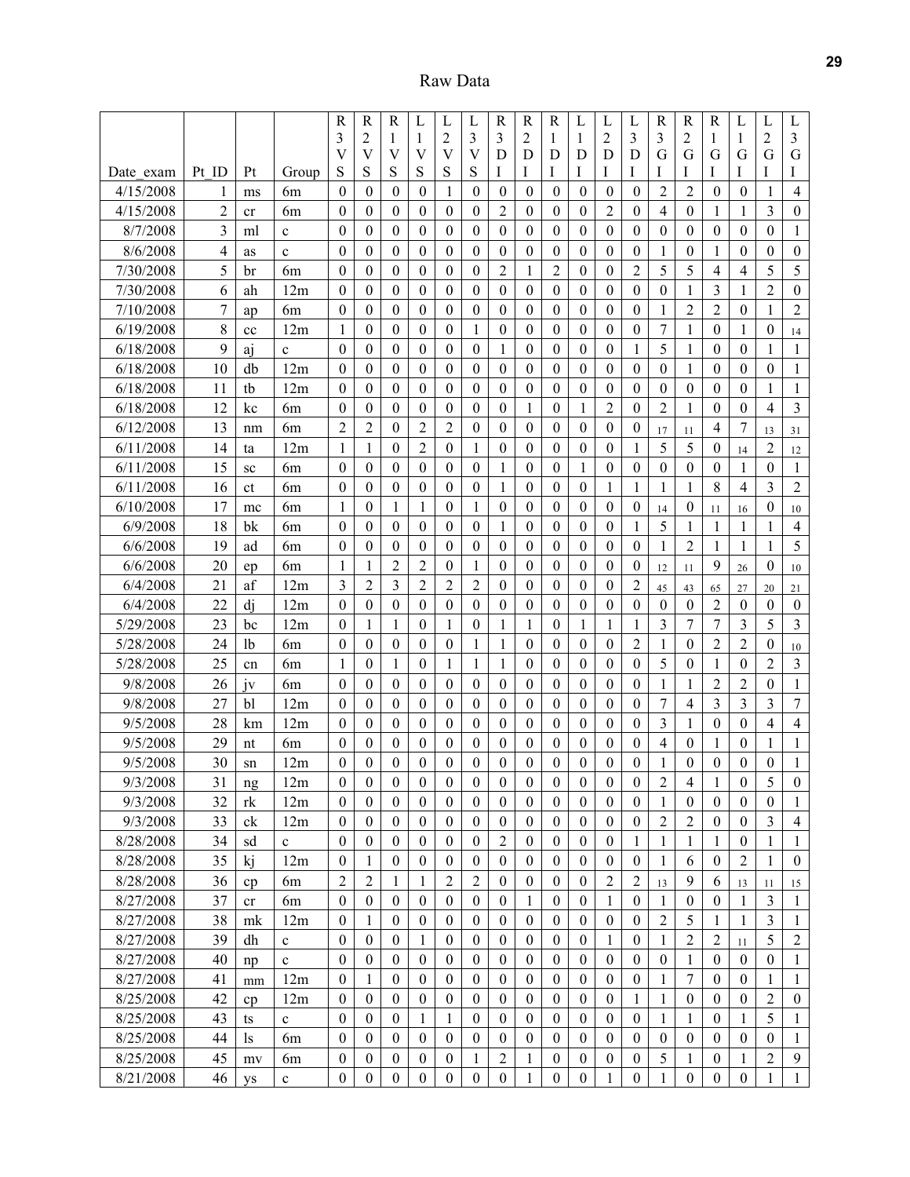# Raw Data

| Date_exam | Pt_ID | Pt | Group | R3VS | R2VS | R1VS | L1VS | L2VS | L3VS | R3DI | R2DI | R1DI | L1DI | L2DI | L3DI | R3GI | R2GI | R1GI | L1GI | L2GI | L3GI |
|---|---|---|---|---|---|---|---|---|---|---|---|---|---|---|---|---|---|---|---|---|---|
| 4/15/2008 | 1 | ms | 6m | 0 | 0 | 0 | 0 | 1 | 0 | 0 | 0 | 0 | 0 | 0 | 0 | 2 | 2 | 0 | 0 | 1 | 4 |
| 4/15/2008 | 2 | cr | 6m | 0 | 0 | 0 | 0 | 0 | 0 | 2 | 0 | 0 | 0 | 2 | 0 | 4 | 0 | 1 | 1 | 3 | 0 |
| 8/7/2008 | 3 | ml | c | 0 | 0 | 0 | 0 | 0 | 0 | 0 | 0 | 0 | 0 | 0 | 0 | 0 | 0 | 0 | 0 | 0 | 1 |
| 8/6/2008 | 4 | as | c | 0 | 0 | 0 | 0 | 0 | 0 | 0 | 0 | 0 | 0 | 0 | 0 | 1 | 0 | 1 | 0 | 0 | 0 |
| 7/30/2008 | 5 | br | 6m | 0 | 0 | 0 | 0 | 0 | 0 | 2 | 1 | 2 | 0 | 0 | 2 | 5 | 5 | 4 | 4 | 5 | 5 |
| 7/30/2008 | 6 | ah | 12m | 0 | 0 | 0 | 0 | 0 | 0 | 0 | 0 | 0 | 0 | 0 | 0 | 0 | 1 | 3 | 1 | 2 | 0 |
| 7/10/2008 | 7 | ap | 6m | 0 | 0 | 0 | 0 | 0 | 0 | 0 | 0 | 0 | 0 | 0 | 0 | 1 | 2 | 2 | 0 | 1 | 2 |
| 6/19/2008 | 8 | cc | 12m | 1 | 0 | 0 | 0 | 0 | 1 | 0 | 0 | 0 | 0 | 0 | 0 | 7 | 1 | 0 | 1 | 0 | 14 |
| 6/18/2008 | 9 | aj | c | 0 | 0 | 0 | 0 | 0 | 0 | 1 | 0 | 0 | 0 | 0 | 1 | 5 | 1 | 0 | 0 | 1 | 1 |
| 6/18/2008 | 10 | db | 12m | 0 | 0 | 0 | 0 | 0 | 0 | 0 | 0 | 0 | 0 | 0 | 0 | 0 | 1 | 0 | 0 | 0 | 1 |
| 6/18/2008 | 11 | tb | 12m | 0 | 0 | 0 | 0 | 0 | 0 | 0 | 0 | 0 | 0 | 0 | 0 | 0 | 0 | 0 | 0 | 1 | 1 |
| 6/18/2008 | 12 | kc | 6m | 0 | 0 | 0 | 0 | 0 | 0 | 0 | 1 | 0 | 1 | 2 | 0 | 2 | 1 | 0 | 0 | 4 | 3 |
| 6/12/2008 | 13 | nm | 6m | 2 | 2 | 0 | 2 | 2 | 0 | 0 | 0 | 0 | 0 | 0 | 0 | 17 | 11 | 4 | 7 | 13 | 31 |
| 6/11/2008 | 14 | ta | 12m | 1 | 1 | 0 | 2 | 0 | 1 | 0 | 0 | 0 | 0 | 0 | 1 | 5 | 5 | 0 | 14 | 2 | 12 |
| 6/11/2008 | 15 | sc | 6m | 0 | 0 | 0 | 0 | 0 | 0 | 1 | 0 | 0 | 1 | 0 | 0 | 0 | 0 | 0 | 1 | 0 | 1 |
| 6/11/2008 | 16 | ct | 6m | 0 | 0 | 0 | 0 | 0 | 0 | 1 | 0 | 0 | 0 | 1 | 1 | 1 | 1 | 8 | 4 | 3 | 2 |
| 6/10/2008 | 17 | mc | 6m | 1 | 0 | 1 | 1 | 0 | 1 | 0 | 0 | 0 | 0 | 0 | 0 | 14 | 0 | 11 | 16 | 0 | 10 |
| 6/9/2008 | 18 | bk | 6m | 0 | 0 | 0 | 0 | 0 | 0 | 1 | 0 | 0 | 0 | 0 | 1 | 5 | 1 | 1 | 1 | 1 | 4 |
| 6/6/2008 | 19 | ad | 6m | 0 | 0 | 0 | 0 | 0 | 0 | 0 | 0 | 0 | 0 | 0 | 0 | 1 | 2 | 1 | 1 | 1 | 5 |
| 6/6/2008 | 20 | ep | 6m | 1 | 1 | 2 | 2 | 0 | 1 | 0 | 0 | 0 | 0 | 0 | 0 | 12 | 11 | 9 | 26 | 0 | 10 |
| 6/4/2008 | 21 | af | 12m | 3 | 2 | 3 | 2 | 2 | 2 | 0 | 0 | 0 | 0 | 0 | 2 | 45 | 43 | 65 | 27 | 20 | 21 |
| 6/4/2008 | 22 | dj | 12m | 0 | 0 | 0 | 0 | 0 | 0 | 0 | 0 | 0 | 0 | 0 | 0 | 0 | 0 | 2 | 0 | 0 | 0 |
| 5/29/2008 | 23 | bc | 12m | 0 | 1 | 1 | 0 | 1 | 0 | 1 | 1 | 0 | 1 | 1 | 1 | 3 | 7 | 7 | 3 | 5 | 3 |
| 5/28/2008 | 24 | lb | 6m | 0 | 0 | 0 | 0 | 0 | 1 | 1 | 0 | 0 | 0 | 0 | 2 | 1 | 0 | 2 | 2 | 0 | 10 |
| 5/28/2008 | 25 | cn | 6m | 1 | 0 | 1 | 0 | 1 | 1 | 1 | 0 | 0 | 0 | 0 | 0 | 5 | 0 | 1 | 0 | 2 | 3 |
| 9/8/2008 | 26 | jv | 6m | 0 | 0 | 0 | 0 | 0 | 0 | 0 | 0 | 0 | 0 | 0 | 0 | 1 | 1 | 2 | 2 | 0 | 1 |
| 9/8/2008 | 27 | bl | 12m | 0 | 0 | 0 | 0 | 0 | 0 | 0 | 0 | 0 | 0 | 0 | 0 | 7 | 4 | 3 | 3 | 3 | 7 |
| 9/5/2008 | 28 | km | 12m | 0 | 0 | 0 | 0 | 0 | 0 | 0 | 0 | 0 | 0 | 0 | 0 | 3 | 1 | 0 | 0 | 4 | 4 |
| 9/5/2008 | 29 | nt | 6m | 0 | 0 | 0 | 0 | 0 | 0 | 0 | 0 | 0 | 0 | 0 | 0 | 4 | 0 | 1 | 0 | 1 | 1 |
| 9/5/2008 | 30 | sn | 12m | 0 | 0 | 0 | 0 | 0 | 0 | 0 | 0 | 0 | 0 | 0 | 0 | 1 | 0 | 0 | 0 | 0 | 1 |
| 9/3/2008 | 31 | ng | 12m | 0 | 0 | 0 | 0 | 0 | 0 | 0 | 0 | 0 | 0 | 0 | 0 | 2 | 4 | 1 | 0 | 5 | 0 |
| 9/3/2008 | 32 | rk | 12m | 0 | 0 | 0 | 0 | 0 | 0 | 0 | 0 | 0 | 0 | 0 | 0 | 1 | 0 | 0 | 0 | 0 | 1 |
| 9/3/2008 | 33 | ck | 12m | 0 | 0 | 0 | 0 | 0 | 0 | 0 | 0 | 0 | 0 | 0 | 0 | 2 | 2 | 0 | 0 | 3 | 4 |
| 8/28/2008 | 34 | sd | c | 0 | 0 | 0 | 0 | 0 | 0 | 2 | 0 | 0 | 0 | 0 | 1 | 1 | 1 | 1 | 0 | 1 | 1 |
| 8/28/2008 | 35 | kj | 12m | 0 | 1 | 0 | 0 | 0 | 0 | 0 | 0 | 0 | 0 | 0 | 0 | 1 | 6 | 0 | 2 | 1 | 0 |
| 8/28/2008 | 36 | cp | 6m | 2 | 2 | 1 | 1 | 2 | 2 | 0 | 0 | 0 | 0 | 2 | 2 | 13 | 9 | 6 | 13 | 11 | 15 |
| 8/27/2008 | 37 | cr | 6m | 0 | 0 | 0 | 0 | 0 | 0 | 0 | 1 | 0 | 0 | 1 | 0 | 1 | 0 | 0 | 1 | 3 | 1 |
| 8/27/2008 | 38 | mk | 12m | 0 | 1 | 0 | 0 | 0 | 0 | 0 | 0 | 0 | 0 | 0 | 0 | 2 | 5 | 1 | 1 | 3 | 1 |
| 8/27/2008 | 39 | dh | c | 0 | 0 | 0 | 1 | 0 | 0 | 0 | 0 | 0 | 0 | 1 | 0 | 1 | 2 | 2 | 11 | 5 | 2 |
| 8/27/2008 | 40 | np | c | 0 | 0 | 0 | 0 | 0 | 0 | 0 | 0 | 0 | 0 | 0 | 0 | 0 | 1 | 0 | 0 | 0 | 1 |
| 8/27/2008 | 41 | mm | 12m | 0 | 1 | 0 | 0 | 0 | 0 | 0 | 0 | 0 | 0 | 0 | 0 | 1 | 7 | 0 | 0 | 1 | 1 |
| 8/25/2008 | 42 | cp | 12m | 0 | 0 | 0 | 0 | 0 | 0 | 0 | 0 | 0 | 0 | 0 | 1 | 1 | 0 | 0 | 0 | 2 | 0 |
| 8/25/2008 | 43 | ts | c | 0 | 0 | 0 | 1 | 1 | 0 | 0 | 0 | 0 | 0 | 0 | 0 | 1 | 1 | 0 | 1 | 5 | 1 |
| 8/25/2008 | 44 | ls | 6m | 0 | 0 | 0 | 0 | 0 | 0 | 0 | 0 | 0 | 0 | 0 | 0 | 0 | 0 | 0 | 0 | 0 | 1 |
| 8/25/2008 | 45 | mv | 6m | 0 | 0 | 0 | 0 | 0 | 1 | 2 | 1 | 0 | 0 | 0 | 0 | 5 | 1 | 0 | 1 | 2 | 9 |
| 8/21/2008 | 46 | ys | c | 0 | 0 | 0 | 0 | 0 | 0 | 0 | 1 | 0 | 0 | 1 | 0 | 1 | 0 | 0 | 0 | 1 | 1 |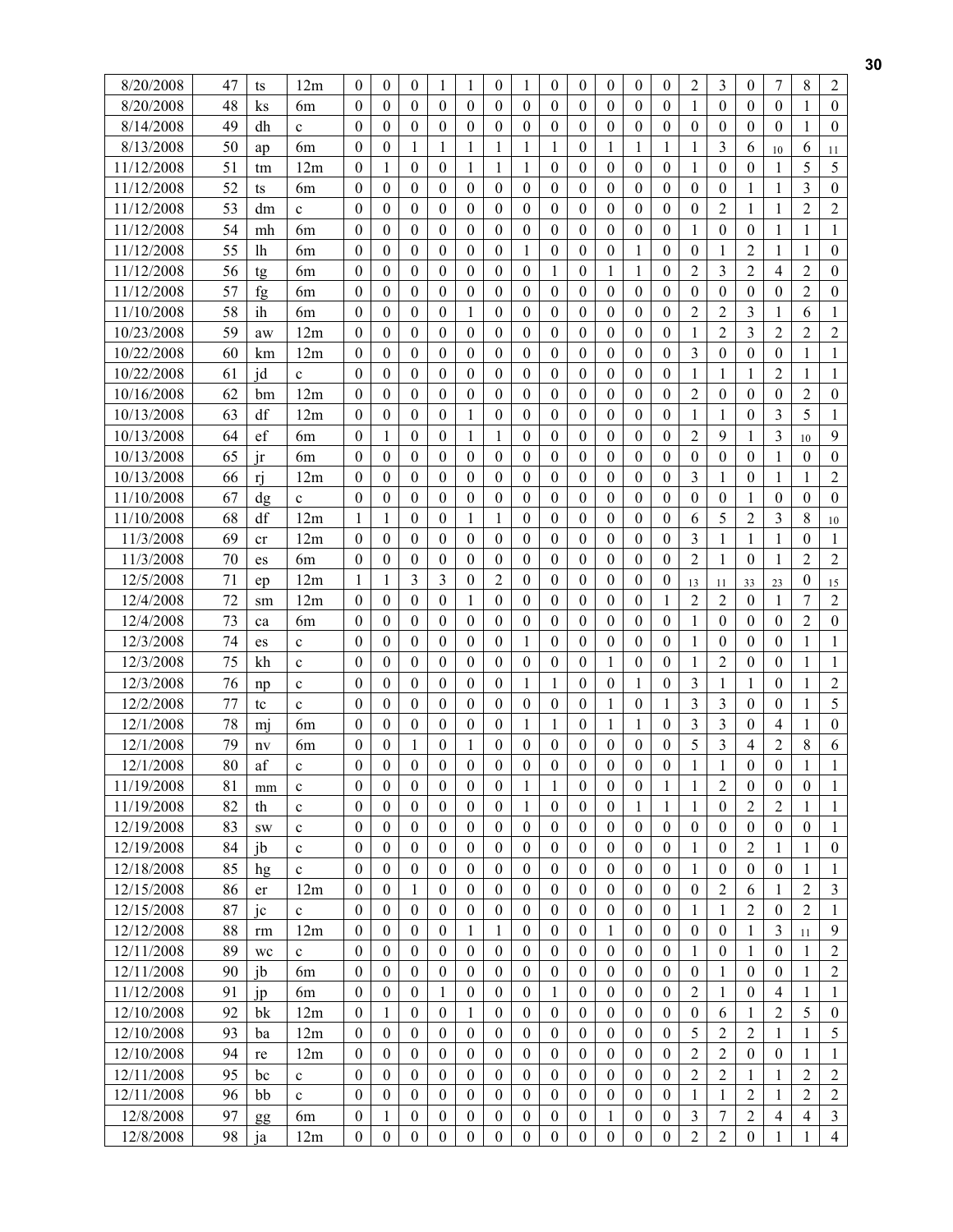| 8/20/2008 | 47 | ts | 12m | 0 | 0 | 0 | 1 | 1 | 0 | 1 | 0 | 0 | 0 | 0 | 0 | 2 | 3 | 0 | 7 | 8 | 2 |
|---|---|---|---|---|---|---|---|---|---|---|---|---|---|---|---|---|---|---|---|---|---|
| 8/20/2008 | 48 | ks | 6m | 0 | 0 | 0 | 0 | 0 | 0 | 0 | 0 | 0 | 0 | 0 | 0 | 1 | 0 | 0 | 0 | 1 | 0 |
| 8/14/2008 | 49 | dh | c | 0 | 0 | 0 | 0 | 0 | 0 | 0 | 0 | 0 | 0 | 0 | 0 | 0 | 0 | 0 | 0 | 1 | 0 |
| 8/13/2008 | 50 | ap | 6m | 0 | 0 | 1 | 1 | 1 | 1 | 1 | 1 | 0 | 1 | 1 | 1 | 1 | 3 | 6 | 10 | 6 | 11 |
| 11/12/2008 | 51 | tm | 12m | 0 | 1 | 0 | 0 | 1 | 1 | 1 | 0 | 0 | 0 | 0 | 0 | 1 | 0 | 0 | 1 | 5 | 5 |
| 11/12/2008 | 52 | ts | 6m | 0 | 0 | 0 | 0 | 0 | 0 | 0 | 0 | 0 | 0 | 0 | 0 | 0 | 0 | 1 | 1 | 3 | 0 |
| 11/12/2008 | 53 | dm | c | 0 | 0 | 0 | 0 | 0 | 0 | 0 | 0 | 0 | 0 | 0 | 0 | 0 | 2 | 1 | 1 | 2 | 2 |
| 11/12/2008 | 54 | mh | 6m | 0 | 0 | 0 | 0 | 0 | 0 | 0 | 0 | 0 | 0 | 0 | 0 | 1 | 0 | 0 | 1 | 1 | 1 |
| 11/12/2008 | 55 | lh | 6m | 0 | 0 | 0 | 0 | 0 | 0 | 1 | 0 | 0 | 0 | 1 | 0 | 0 | 1 | 2 | 1 | 1 | 0 |
| 11/12/2008 | 56 | tg | 6m | 0 | 0 | 0 | 0 | 0 | 0 | 0 | 1 | 0 | 1 | 1 | 0 | 2 | 3 | 2 | 4 | 2 | 0 |
| 11/12/2008 | 57 | fg | 6m | 0 | 0 | 0 | 0 | 0 | 0 | 0 | 0 | 0 | 0 | 0 | 0 | 0 | 0 | 0 | 0 | 2 | 0 |
| 11/10/2008 | 58 | ih | 6m | 0 | 0 | 0 | 0 | 1 | 0 | 0 | 0 | 0 | 0 | 0 | 0 | 2 | 2 | 3 | 1 | 6 | 1 |
| 10/23/2008 | 59 | aw | 12m | 0 | 0 | 0 | 0 | 0 | 0 | 0 | 0 | 0 | 0 | 0 | 0 | 1 | 2 | 3 | 2 | 2 | 2 |
| 10/22/2008 | 60 | km | 12m | 0 | 0 | 0 | 0 | 0 | 0 | 0 | 0 | 0 | 0 | 0 | 0 | 3 | 0 | 0 | 0 | 1 | 1 |
| 10/22/2008 | 61 | jd | c | 0 | 0 | 0 | 0 | 0 | 0 | 0 | 0 | 0 | 0 | 0 | 0 | 1 | 1 | 1 | 2 | 1 | 1 |
| 10/16/2008 | 62 | bm | 12m | 0 | 0 | 0 | 0 | 0 | 0 | 0 | 0 | 0 | 0 | 0 | 0 | 2 | 0 | 0 | 0 | 2 | 0 |
| 10/13/2008 | 63 | df | 12m | 0 | 0 | 0 | 0 | 1 | 0 | 0 | 0 | 0 | 0 | 0 | 0 | 1 | 1 | 0 | 3 | 5 | 1 |
| 10/13/2008 | 64 | ef | 6m | 0 | 1 | 0 | 0 | 1 | 1 | 0 | 0 | 0 | 0 | 0 | 0 | 2 | 9 | 1 | 3 | 10 | 9 |
| 10/13/2008 | 65 | jr | 6m | 0 | 0 | 0 | 0 | 0 | 0 | 0 | 0 | 0 | 0 | 0 | 0 | 0 | 0 | 0 | 1 | 0 | 0 |
| 10/13/2008 | 66 | rj | 12m | 0 | 0 | 0 | 0 | 0 | 0 | 0 | 0 | 0 | 0 | 0 | 0 | 3 | 1 | 0 | 1 | 1 | 2 |
| 11/10/2008 | 67 | dg | c | 0 | 0 | 0 | 0 | 0 | 0 | 0 | 0 | 0 | 0 | 0 | 0 | 0 | 0 | 1 | 0 | 0 | 0 |
| 11/10/2008 | 68 | df | 12m | 1 | 1 | 0 | 0 | 1 | 1 | 0 | 0 | 0 | 0 | 0 | 0 | 6 | 5 | 2 | 3 | 8 | 10 |
| 11/3/2008 | 69 | cr | 12m | 0 | 0 | 0 | 0 | 0 | 0 | 0 | 0 | 0 | 0 | 0 | 0 | 3 | 1 | 1 | 1 | 0 | 1 |
| 11/3/2008 | 70 | es | 6m | 0 | 0 | 0 | 0 | 0 | 0 | 0 | 0 | 0 | 0 | 0 | 0 | 2 | 1 | 0 | 1 | 2 | 2 |
| 12/5/2008 | 71 | ep | 12m | 1 | 1 | 3 | 3 | 0 | 2 | 0 | 0 | 0 | 0 | 0 | 0 | 13 | 11 | 33 | 23 | 0 | 15 |
| 12/4/2008 | 72 | sm | 12m | 0 | 0 | 0 | 0 | 1 | 0 | 0 | 0 | 0 | 0 | 0 | 1 | 2 | 2 | 0 | 1 | 7 | 2 |
| 12/4/2008 | 73 | ca | 6m | 0 | 0 | 0 | 0 | 0 | 0 | 0 | 0 | 0 | 0 | 0 | 0 | 1 | 0 | 0 | 0 | 2 | 0 |
| 12/3/2008 | 74 | es | c | 0 | 0 | 0 | 0 | 0 | 0 | 1 | 0 | 0 | 0 | 0 | 0 | 1 | 0 | 0 | 0 | 1 | 1 |
| 12/3/2008 | 75 | kh | c | 0 | 0 | 0 | 0 | 0 | 0 | 0 | 0 | 0 | 1 | 0 | 0 | 1 | 2 | 0 | 0 | 1 | 1 |
| 12/3/2008 | 76 | np | c | 0 | 0 | 0 | 0 | 0 | 0 | 1 | 1 | 0 | 0 | 1 | 0 | 3 | 1 | 1 | 0 | 1 | 2 |
| 12/2/2008 | 77 | tc | c | 0 | 0 | 0 | 0 | 0 | 0 | 0 | 0 | 0 | 1 | 0 | 1 | 3 | 3 | 0 | 0 | 1 | 5 |
| 12/1/2008 | 78 | mj | 6m | 0 | 0 | 0 | 0 | 0 | 0 | 1 | 1 | 0 | 1 | 1 | 0 | 3 | 3 | 0 | 4 | 1 | 0 |
| 12/1/2008 | 79 | nv | 6m | 0 | 0 | 1 | 0 | 1 | 0 | 0 | 0 | 0 | 0 | 0 | 0 | 5 | 3 | 4 | 2 | 8 | 6 |
| 12/1/2008 | 80 | af | c | 0 | 0 | 0 | 0 | 0 | 0 | 0 | 0 | 0 | 0 | 0 | 0 | 1 | 1 | 0 | 0 | 1 | 1 |
| 11/19/2008 | 81 | mm | c | 0 | 0 | 0 | 0 | 0 | 0 | 1 | 1 | 0 | 0 | 0 | 1 | 1 | 2 | 0 | 0 | 0 | 1 |
| 11/19/2008 | 82 | th | c | 0 | 0 | 0 | 0 | 0 | 0 | 1 | 0 | 0 | 0 | 1 | 1 | 1 | 0 | 2 | 2 | 1 | 1 |
| 12/19/2008 | 83 | sw | c | 0 | 0 | 0 | 0 | 0 | 0 | 0 | 0 | 0 | 0 | 0 | 0 | 0 | 0 | 0 | 0 | 0 | 1 |
| 12/19/2008 | 84 | jb | c | 0 | 0 | 0 | 0 | 0 | 0 | 0 | 0 | 0 | 0 | 0 | 0 | 1 | 0 | 2 | 1 | 1 | 0 |
| 12/18/2008 | 85 | hg | c | 0 | 0 | 0 | 0 | 0 | 0 | 0 | 0 | 0 | 0 | 0 | 0 | 1 | 0 | 0 | 0 | 1 | 1 |
| 12/15/2008 | 86 | er | 12m | 0 | 0 | 1 | 0 | 0 | 0 | 0 | 0 | 0 | 0 | 0 | 0 | 0 | 2 | 6 | 1 | 2 | 3 |
| 12/15/2008 | 87 | jc | c | 0 | 0 | 0 | 0 | 0 | 0 | 0 | 0 | 0 | 0 | 0 | 0 | 1 | 1 | 2 | 0 | 2 | 1 |
| 12/12/2008 | 88 | rm | 12m | 0 | 0 | 0 | 0 | 1 | 1 | 0 | 0 | 0 | 1 | 0 | 0 | 0 | 0 | 1 | 3 | 11 | 9 |
| 12/11/2008 | 89 | wc | c | 0 | 0 | 0 | 0 | 0 | 0 | 0 | 0 | 0 | 0 | 0 | 0 | 1 | 0 | 1 | 0 | 1 | 2 |
| 12/11/2008 | 90 | jb | 6m | 0 | 0 | 0 | 0 | 0 | 0 | 0 | 0 | 0 | 0 | 0 | 0 | 0 | 1 | 0 | 0 | 1 | 2 |
| 11/12/2008 | 91 | jp | 6m | 0 | 0 | 0 | 1 | 0 | 0 | 0 | 1 | 0 | 0 | 0 | 0 | 2 | 1 | 0 | 4 | 1 | 1 |
| 12/10/2008 | 92 | bk | 12m | 0 | 1 | 0 | 0 | 1 | 0 | 0 | 0 | 0 | 0 | 0 | 0 | 0 | 6 | 1 | 2 | 5 | 0 |
| 12/10/2008 | 93 | ba | 12m | 0 | 0 | 0 | 0 | 0 | 0 | 0 | 0 | 0 | 0 | 0 | 0 | 5 | 2 | 2 | 1 | 1 | 5 |
| 12/10/2008 | 94 | re | 12m | 0 | 0 | 0 | 0 | 0 | 0 | 0 | 0 | 0 | 0 | 0 | 0 | 2 | 2 | 0 | 0 | 1 | 1 |
| 12/11/2008 | 95 | bc | c | 0 | 0 | 0 | 0 | 0 | 0 | 0 | 0 | 0 | 0 | 0 | 0 | 2 | 2 | 1 | 1 | 2 | 2 |
| 12/11/2008 | 96 | bb | c | 0 | 0 | 0 | 0 | 0 | 0 | 0 | 0 | 0 | 0 | 0 | 0 | 1 | 1 | 2 | 1 | 2 | 2 |
| 12/8/2008 | 97 | gg | 6m | 0 | 1 | 0 | 0 | 0 | 0 | 0 | 0 | 0 | 1 | 0 | 0 | 3 | 7 | 2 | 4 | 4 | 3 |
| 12/8/2008 | 98 | ja | 12m | 0 | 0 | 0 | 0 | 0 | 0 | 0 | 0 | 0 | 0 | 0 | 0 | 2 | 2 | 0 | 1 | 1 | 4 |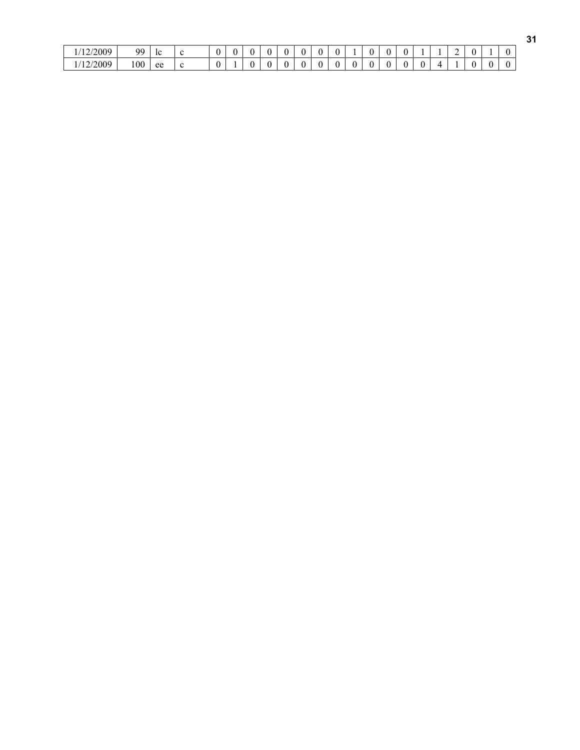| | | | | | | | | | | | | | | | | | | | | | |
|---|---|---|---|---|---|---|---|---|---|---|---|---|---|---|---|---|---|---|---|---|---|
| 1/12/2009 | 99 | lc | c | 0 | 0 | 0 | 0 | 0 | 0 | 0 | 0 | 1 | 0 | 0 | 0 | 1 | 1 | 2 | 0 | 1 | 0 |
| 1/12/2009 | 100 | ee | c | 0 | 1 | 0 | 0 | 0 | 0 | 0 | 0 | 0 | 0 | 0 | 0 | 0 | 4 | 1 | 0 | 0 | 0 |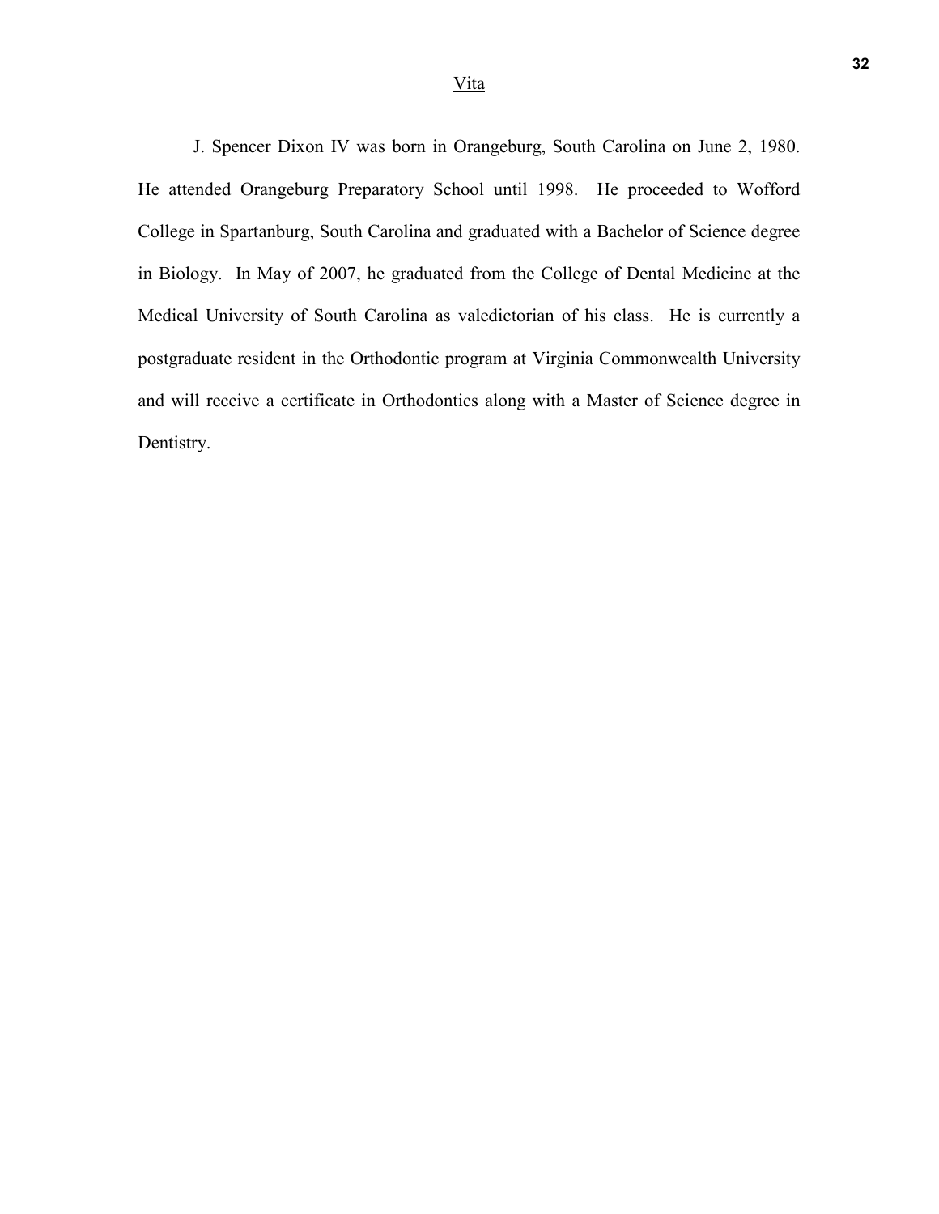# Vita

J. Spencer Dixon IV was born in Orangeburg, South Carolina on June 2, 1980. He attended Orangeburg Preparatory School until 1998. He proceeded to Wofford College in Spartanburg, South Carolina and graduated with a Bachelor of Science degree in Biology. In May of 2007, he graduated from the College of Dental Medicine at the Medical University of South Carolina as valedictorian of his class. He is currently a postgraduate resident in the Orthodontic program at Virginia Commonwealth University and will receive a certificate in Orthodontics along with a Master of Science degree in Dentistry.